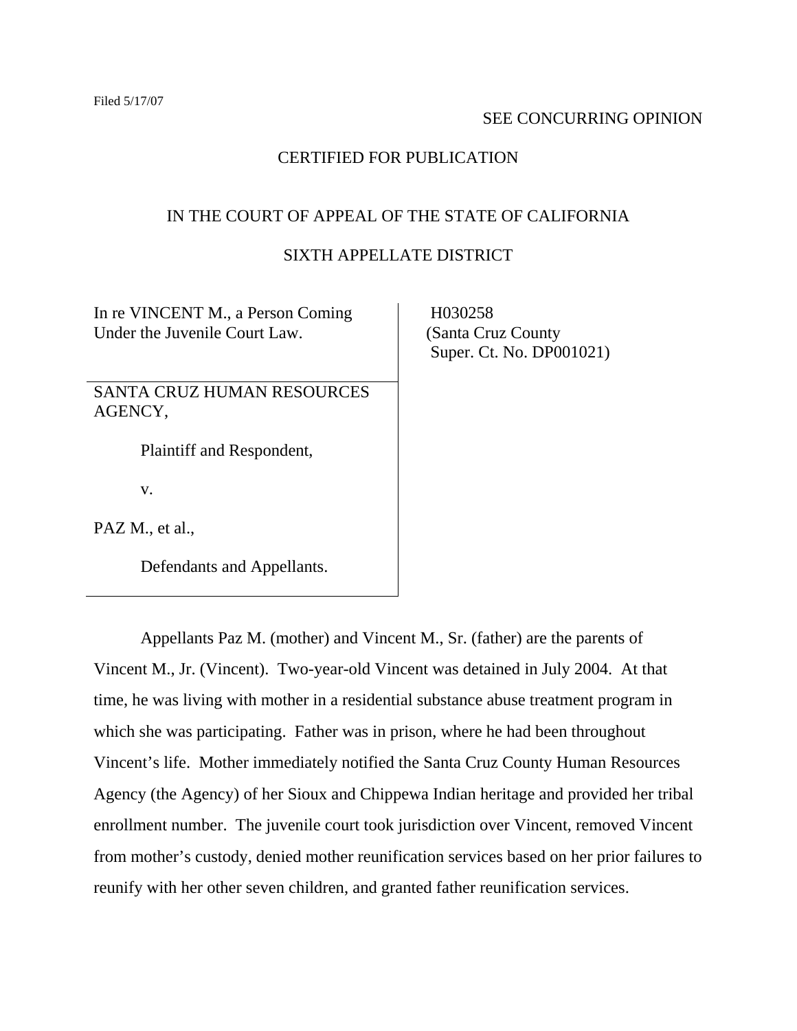Filed 5/17/07

SEE CONCURRING OPINION

CERTIFIED FOR PUBLICATION

IN THE COURT OF APPEAL OF THE STATE OF CALIFORNIA

SIXTH APPELLATE DISTRICT

| | |
|---|---|
| In re VINCENT M., a Person Coming Under the Juvenile Court Law. | H030258 (Santa Cruz County Super. Ct. No. DP001021) |
| SANTA CRUZ HUMAN RESOURCES AGENCY,<br><br>Plaintiff and Respondent,<br><br>v.<br><br>PAZ M., et al.,<br><br>Defendants and Appellants. | |

Appellants Paz M. (mother) and Vincent M., Sr. (father) are the parents of Vincent M., Jr. (Vincent). Two-year-old Vincent was detained in July 2004. At that time, he was living with mother in a residential substance abuse treatment program in which she was participating. Father was in prison, where he had been throughout Vincent's life. Mother immediately notified the Santa Cruz County Human Resources Agency (the Agency) of her Sioux and Chippewa Indian heritage and provided her tribal enrollment number. The juvenile court took jurisdiction over Vincent, removed Vincent from mother's custody, denied mother reunification services based on her prior failures to reunify with her other seven children, and granted father reunification services.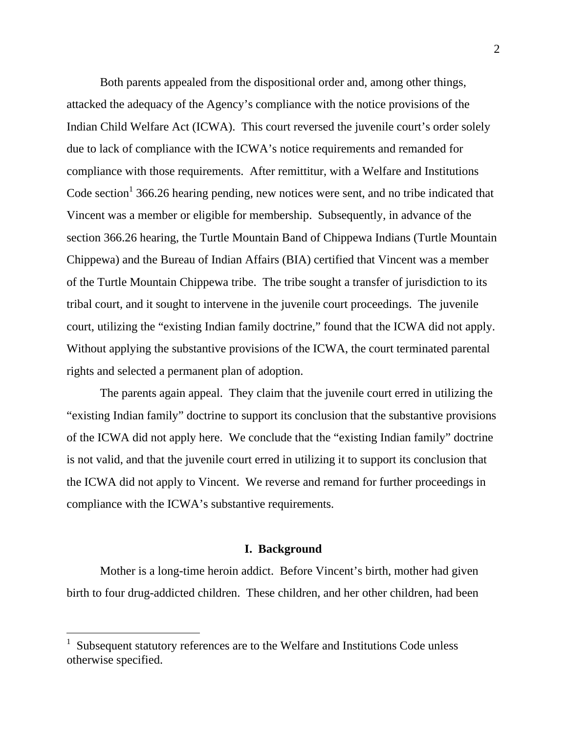Both parents appealed from the dispositional order and, among other things, attacked the adequacy of the Agency's compliance with the notice provisions of the Indian Child Welfare Act (ICWA). This court reversed the juvenile court's order solely due to lack of compliance with the ICWA's notice requirements and remanded for compliance with those requirements. After remittitur, with a Welfare and Institutions Code section[1] 366.26 hearing pending, new notices were sent, and no tribe indicated that Vincent was a member or eligible for membership. Subsequently, in advance of the section 366.26 hearing, the Turtle Mountain Band of Chippewa Indians (Turtle Mountain Chippewa) and the Bureau of Indian Affairs (BIA) certified that Vincent was a member of the Turtle Mountain Chippewa tribe. The tribe sought a transfer of jurisdiction to its tribal court, and it sought to intervene in the juvenile court proceedings. The juvenile court, utilizing the "existing Indian family doctrine," found that the ICWA did not apply. Without applying the substantive provisions of the ICWA, the court terminated parental rights and selected a permanent plan of adoption.

The parents again appeal. They claim that the juvenile court erred in utilizing the "existing Indian family" doctrine to support its conclusion that the substantive provisions of the ICWA did not apply here. We conclude that the "existing Indian family" doctrine is not valid, and that the juvenile court erred in utilizing it to support its conclusion that the ICWA did not apply to Vincent. We reverse and remand for further proceedings in compliance with the ICWA's substantive requirements.

## I. Background

Mother is a long-time heroin addict. Before Vincent's birth, mother had given birth to four drug-addicted children. These children, and her other children, had been

---

[1] Subsequent statutory references are to the Welfare and Institutions Code unless otherwise specified.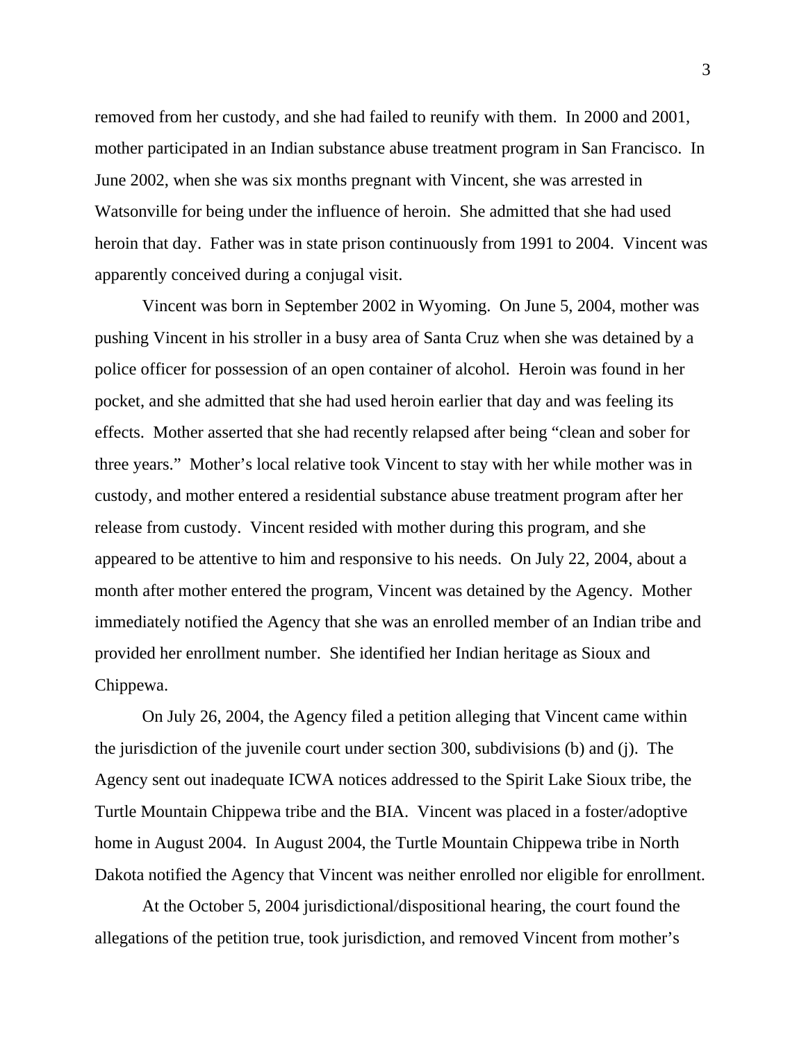removed from her custody, and she had failed to reunify with them. In 2000 and 2001, mother participated in an Indian substance abuse treatment program in San Francisco. In June 2002, when she was six months pregnant with Vincent, she was arrested in Watsonville for being under the influence of heroin. She admitted that she had used heroin that day. Father was in state prison continuously from 1991 to 2004. Vincent was apparently conceived during a conjugal visit.

Vincent was born in September 2002 in Wyoming. On June 5, 2004, mother was pushing Vincent in his stroller in a busy area of Santa Cruz when she was detained by a police officer for possession of an open container of alcohol. Heroin was found in her pocket, and she admitted that she had used heroin earlier that day and was feeling its effects. Mother asserted that she had recently relapsed after being "clean and sober for three years." Mother's local relative took Vincent to stay with her while mother was in custody, and mother entered a residential substance abuse treatment program after her release from custody. Vincent resided with mother during this program, and she appeared to be attentive to him and responsive to his needs. On July 22, 2004, about a month after mother entered the program, Vincent was detained by the Agency. Mother immediately notified the Agency that she was an enrolled member of an Indian tribe and provided her enrollment number. She identified her Indian heritage as Sioux and Chippewa.

On July 26, 2004, the Agency filed a petition alleging that Vincent came within the jurisdiction of the juvenile court under section 300, subdivisions (b) and (j). The Agency sent out inadequate ICWA notices addressed to the Spirit Lake Sioux tribe, the Turtle Mountain Chippewa tribe and the BIA. Vincent was placed in a foster/adoptive home in August 2004. In August 2004, the Turtle Mountain Chippewa tribe in North Dakota notified the Agency that Vincent was neither enrolled nor eligible for enrollment.

At the October 5, 2004 jurisdictional/dispositional hearing, the court found the allegations of the petition true, took jurisdiction, and removed Vincent from mother's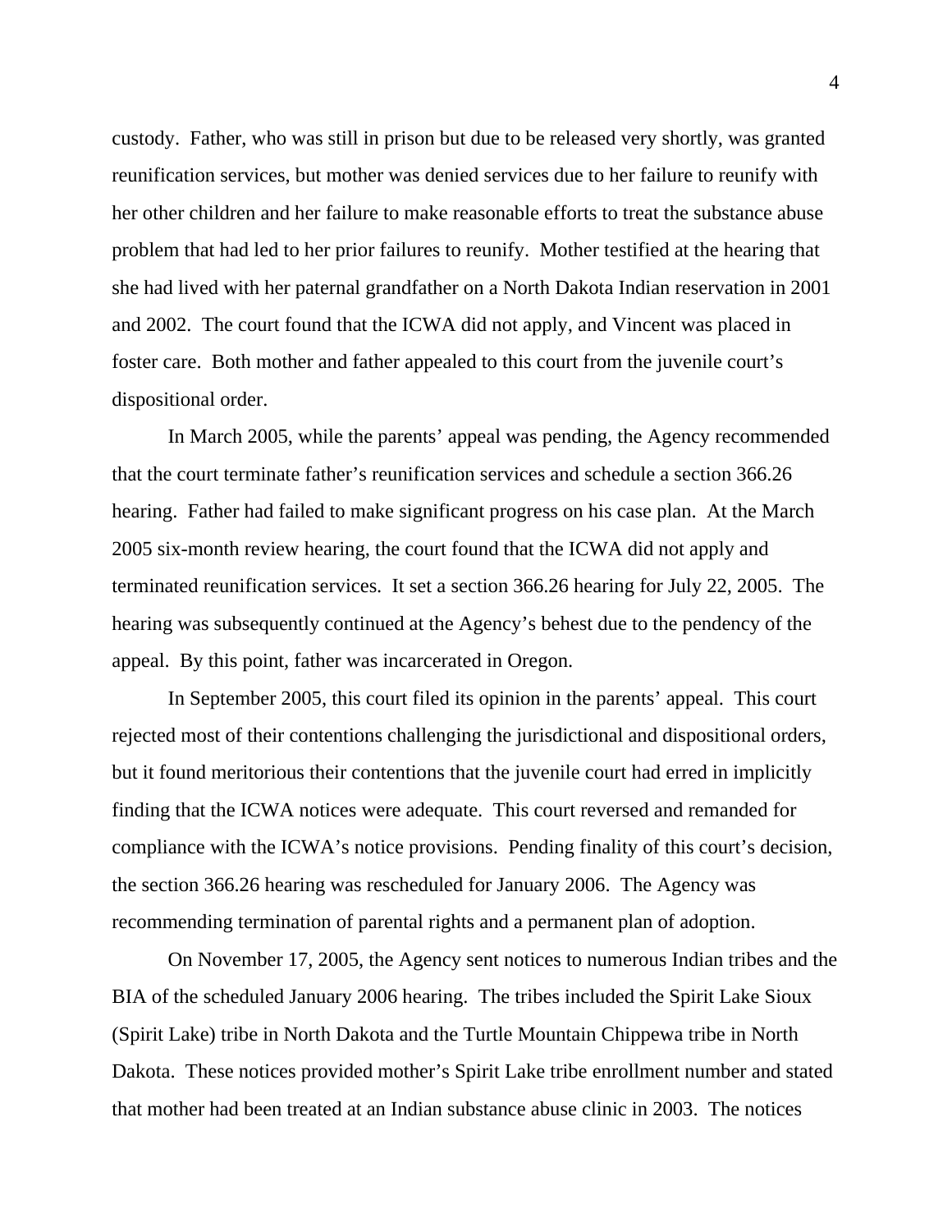custody. Father, who was still in prison but due to be released very shortly, was granted reunification services, but mother was denied services due to her failure to reunify with her other children and her failure to make reasonable efforts to treat the substance abuse problem that had led to her prior failures to reunify. Mother testified at the hearing that she had lived with her paternal grandfather on a North Dakota Indian reservation in 2001 and 2002. The court found that the ICWA did not apply, and Vincent was placed in foster care. Both mother and father appealed to this court from the juvenile court's dispositional order.

In March 2005, while the parents' appeal was pending, the Agency recommended that the court terminate father's reunification services and schedule a section 366.26 hearing. Father had failed to make significant progress on his case plan. At the March 2005 six-month review hearing, the court found that the ICWA did not apply and terminated reunification services. It set a section 366.26 hearing for July 22, 2005. The hearing was subsequently continued at the Agency's behest due to the pendency of the appeal. By this point, father was incarcerated in Oregon.

In September 2005, this court filed its opinion in the parents' appeal. This court rejected most of their contentions challenging the jurisdictional and dispositional orders, but it found meritorious their contentions that the juvenile court had erred in implicitly finding that the ICWA notices were adequate. This court reversed and remanded for compliance with the ICWA's notice provisions. Pending finality of this court's decision, the section 366.26 hearing was rescheduled for January 2006. The Agency was recommending termination of parental rights and a permanent plan of adoption.

On November 17, 2005, the Agency sent notices to numerous Indian tribes and the BIA of the scheduled January 2006 hearing. The tribes included the Spirit Lake Sioux (Spirit Lake) tribe in North Dakota and the Turtle Mountain Chippewa tribe in North Dakota. These notices provided mother's Spirit Lake tribe enrollment number and stated that mother had been treated at an Indian substance abuse clinic in 2003. The notices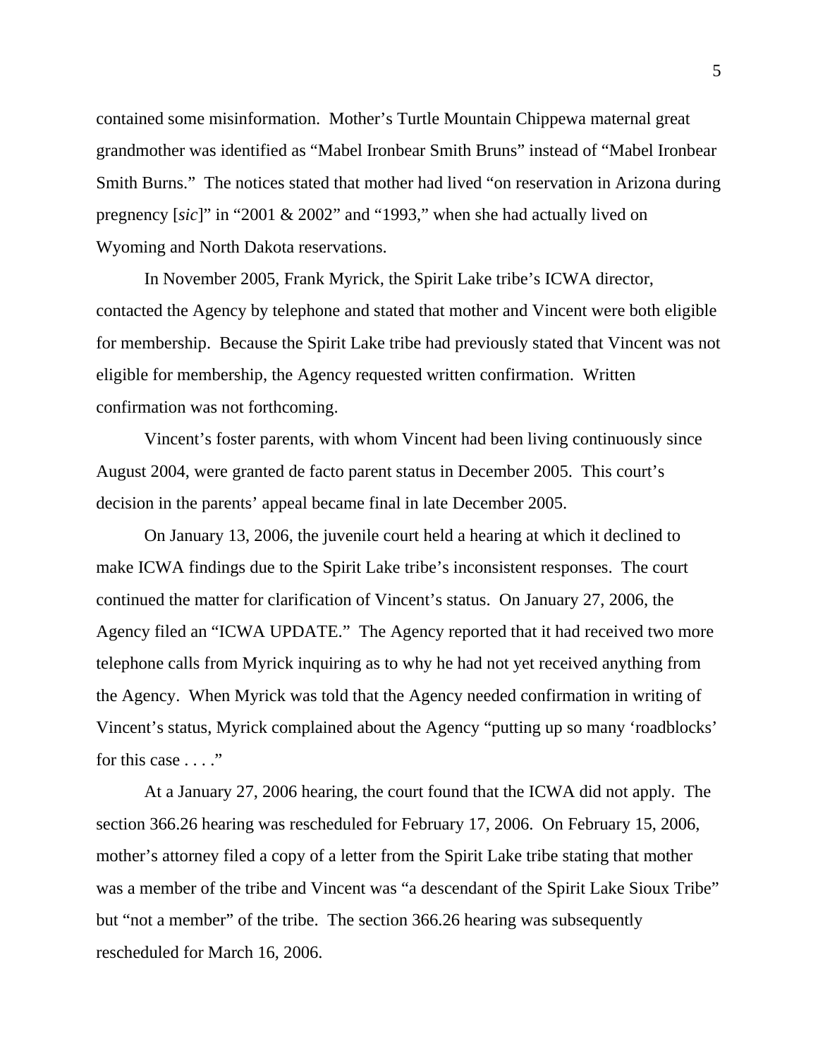contained some misinformation. Mother's Turtle Mountain Chippewa maternal great grandmother was identified as "Mabel Ironbear Smith Bruns" instead of "Mabel Ironbear Smith Burns." The notices stated that mother had lived "on reservation in Arizona during pregnency [*sic*]" in "2001 & 2002" and "1993," when she had actually lived on Wyoming and North Dakota reservations.

In November 2005, Frank Myrick, the Spirit Lake tribe's ICWA director, contacted the Agency by telephone and stated that mother and Vincent were both eligible for membership. Because the Spirit Lake tribe had previously stated that Vincent was not eligible for membership, the Agency requested written confirmation. Written confirmation was not forthcoming.

Vincent's foster parents, with whom Vincent had been living continuously since August 2004, were granted de facto parent status in December 2005. This court's decision in the parents' appeal became final in late December 2005.

On January 13, 2006, the juvenile court held a hearing at which it declined to make ICWA findings due to the Spirit Lake tribe's inconsistent responses. The court continued the matter for clarification of Vincent's status. On January 27, 2006, the Agency filed an "ICWA UPDATE." The Agency reported that it had received two more telephone calls from Myrick inquiring as to why he had not yet received anything from the Agency. When Myrick was told that the Agency needed confirmation in writing of Vincent's status, Myrick complained about the Agency "putting up so many 'roadblocks' for this case . . . ."

At a January 27, 2006 hearing, the court found that the ICWA did not apply. The section 366.26 hearing was rescheduled for February 17, 2006. On February 15, 2006, mother's attorney filed a copy of a letter from the Spirit Lake tribe stating that mother was a member of the tribe and Vincent was "a descendant of the Spirit Lake Sioux Tribe" but "not a member" of the tribe. The section 366.26 hearing was subsequently rescheduled for March 16, 2006.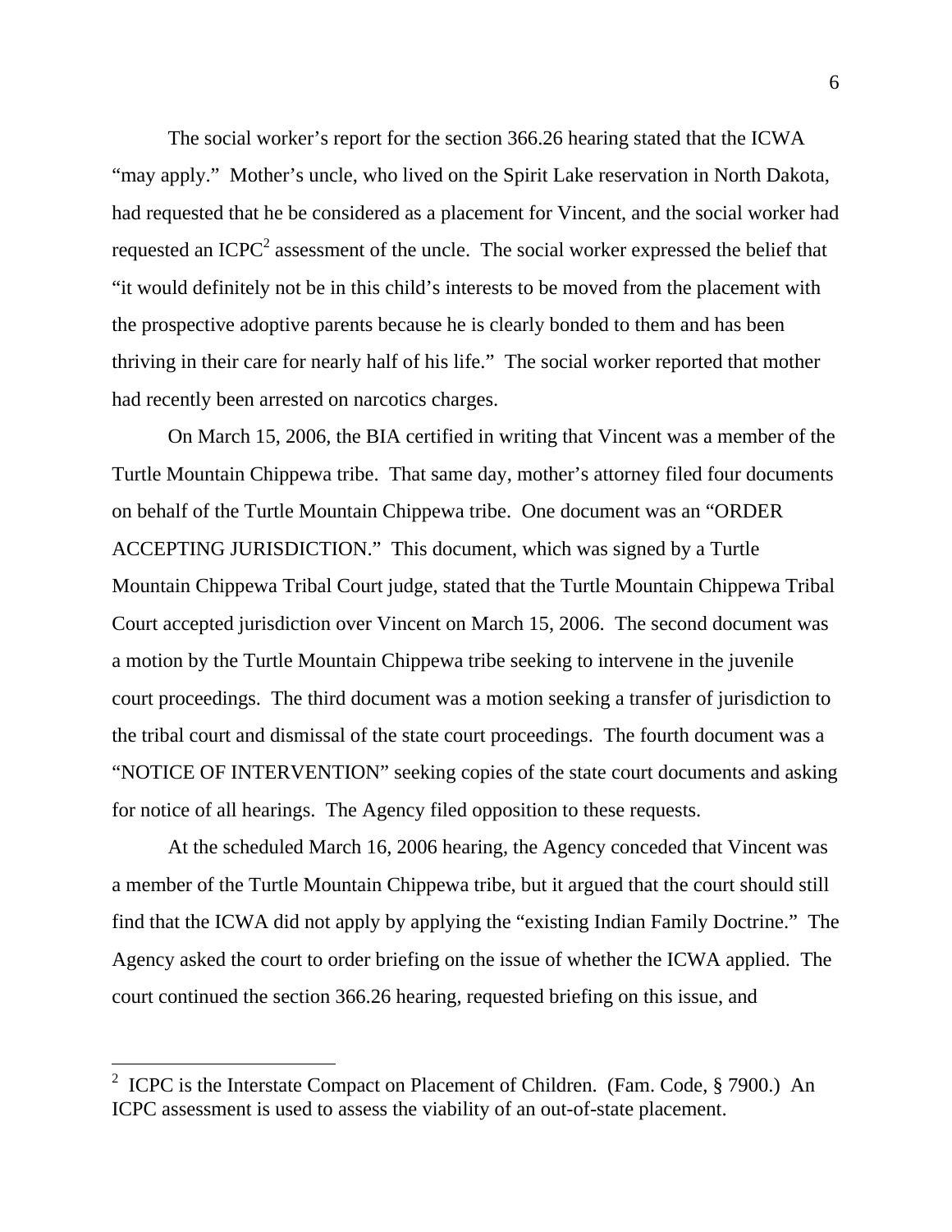The social worker's report for the section 366.26 hearing stated that the ICWA "may apply." Mother's uncle, who lived on the Spirit Lake reservation in North Dakota, had requested that he be considered as a placement for Vincent, and the social worker had requested an ICPC[2] assessment of the uncle. The social worker expressed the belief that "it would definitely not be in this child's interests to be moved from the placement with the prospective adoptive parents because he is clearly bonded to them and has been thriving in their care for nearly half of his life." The social worker reported that mother had recently been arrested on narcotics charges.

On March 15, 2006, the BIA certified in writing that Vincent was a member of the Turtle Mountain Chippewa tribe. That same day, mother's attorney filed four documents on behalf of the Turtle Mountain Chippewa tribe. One document was an "ORDER ACCEPTING JURISDICTION." This document, which was signed by a Turtle Mountain Chippewa Tribal Court judge, stated that the Turtle Mountain Chippewa Tribal Court accepted jurisdiction over Vincent on March 15, 2006. The second document was a motion by the Turtle Mountain Chippewa tribe seeking to intervene in the juvenile court proceedings. The third document was a motion seeking a transfer of jurisdiction to the tribal court and dismissal of the state court proceedings. The fourth document was a "NOTICE OF INTERVENTION" seeking copies of the state court documents and asking for notice of all hearings. The Agency filed opposition to these requests.

At the scheduled March 16, 2006 hearing, the Agency conceded that Vincent was a member of the Turtle Mountain Chippewa tribe, but it argued that the court should still find that the ICWA did not apply by applying the "existing Indian Family Doctrine." The Agency asked the court to order briefing on the issue of whether the ICWA applied. The court continued the section 366.26 hearing, requested briefing on this issue, and

---

[2] ICPC is the Interstate Compact on Placement of Children. (Fam. Code, § 7900.) An ICPC assessment is used to assess the viability of an out-of-state placement.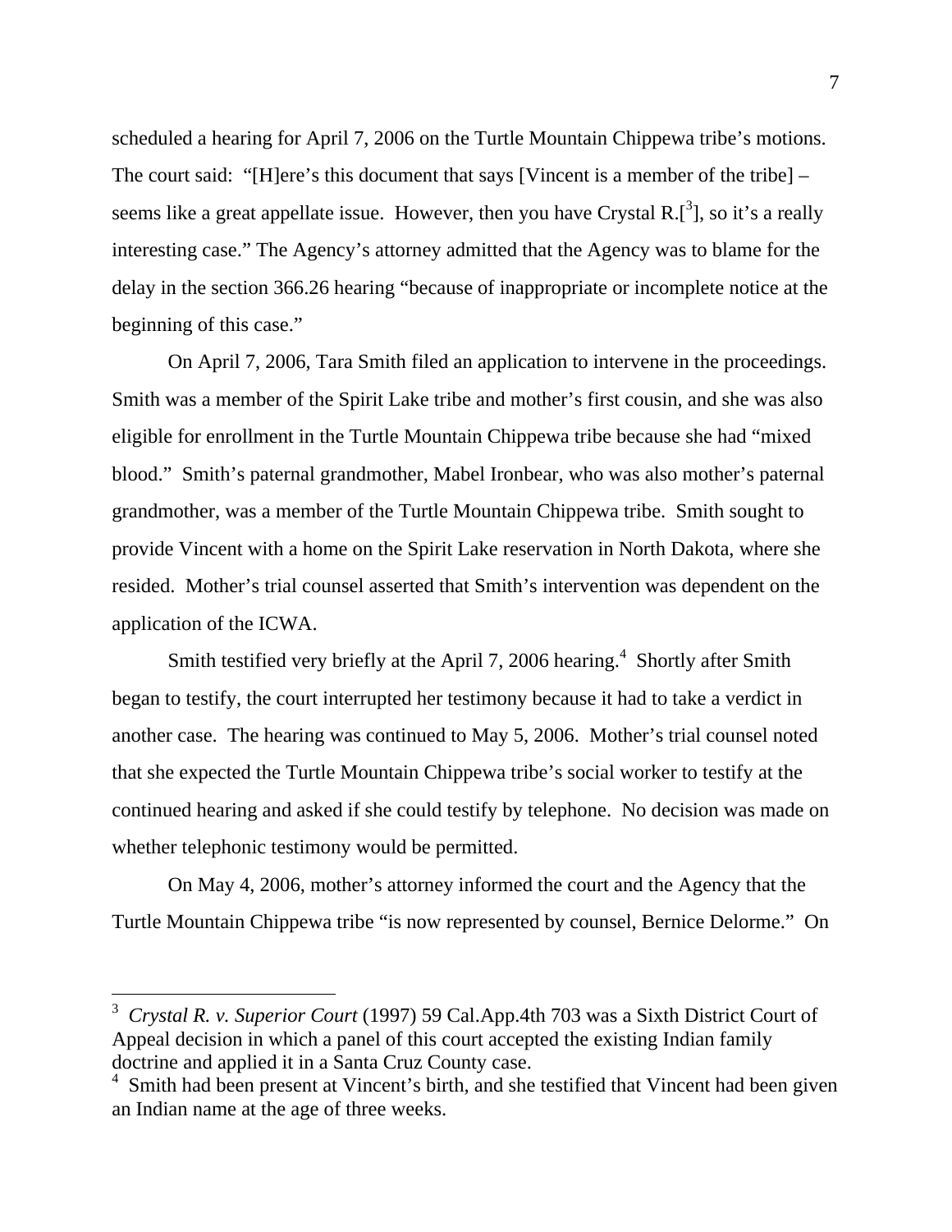scheduled a hearing for April 7, 2006 on the Turtle Mountain Chippewa tribe's motions. The court said: "[H]ere's this document that says [Vincent is a member of the tribe] – seems like a great appellate issue. However, then you have Crystal R.[[3]], so it's a really interesting case." The Agency's attorney admitted that the Agency was to blame for the delay in the section 366.26 hearing "because of inappropriate or incomplete notice at the beginning of this case."

On April 7, 2006, Tara Smith filed an application to intervene in the proceedings. Smith was a member of the Spirit Lake tribe and mother's first cousin, and she was also eligible for enrollment in the Turtle Mountain Chippewa tribe because she had "mixed blood." Smith's paternal grandmother, Mabel Ironbear, who was also mother's paternal grandmother, was a member of the Turtle Mountain Chippewa tribe. Smith sought to provide Vincent with a home on the Spirit Lake reservation in North Dakota, where she resided. Mother's trial counsel asserted that Smith's intervention was dependent on the application of the ICWA.

Smith testified very briefly at the April 7, 2006 hearing.[4] Shortly after Smith began to testify, the court interrupted her testimony because it had to take a verdict in another case. The hearing was continued to May 5, 2006. Mother's trial counsel noted that she expected the Turtle Mountain Chippewa tribe's social worker to testify at the continued hearing and asked if she could testify by telephone. No decision was made on whether telephonic testimony would be permitted.

On May 4, 2006, mother's attorney informed the court and the Agency that the Turtle Mountain Chippewa tribe "is now represented by counsel, Bernice Delorme." On

---

[3] *Crystal R. v. Superior Court* (1997) 59 Cal.App.4th 703 was a Sixth District Court of Appeal decision in which a panel of this court accepted the existing Indian family doctrine and applied it in a Santa Cruz County case.

[4] Smith had been present at Vincent's birth, and she testified that Vincent had been given an Indian name at the age of three weeks.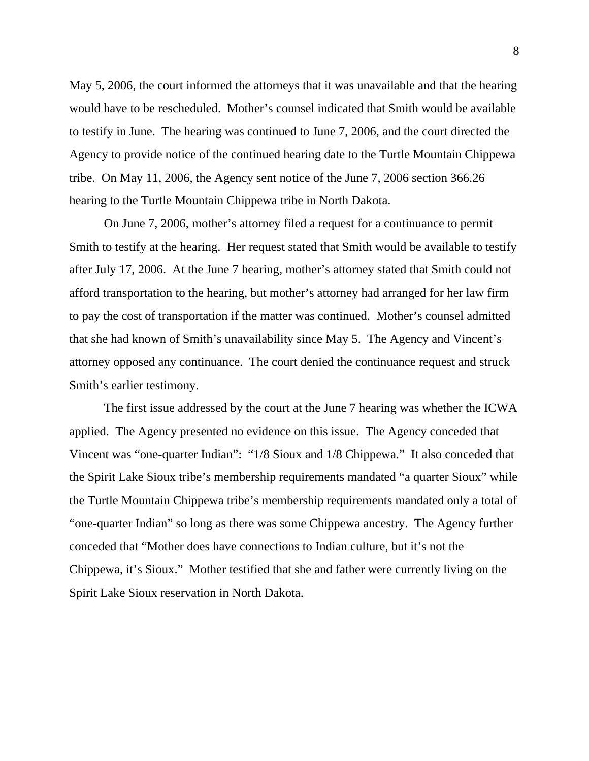May 5, 2006, the court informed the attorneys that it was unavailable and that the hearing would have to be rescheduled. Mother's counsel indicated that Smith would be available to testify in June. The hearing was continued to June 7, 2006, and the court directed the Agency to provide notice of the continued hearing date to the Turtle Mountain Chippewa tribe. On May 11, 2006, the Agency sent notice of the June 7, 2006 section 366.26 hearing to the Turtle Mountain Chippewa tribe in North Dakota.

On June 7, 2006, mother's attorney filed a request for a continuance to permit Smith to testify at the hearing. Her request stated that Smith would be available to testify after July 17, 2006. At the June 7 hearing, mother's attorney stated that Smith could not afford transportation to the hearing, but mother's attorney had arranged for her law firm to pay the cost of transportation if the matter was continued. Mother's counsel admitted that she had known of Smith's unavailability since May 5. The Agency and Vincent's attorney opposed any continuance. The court denied the continuance request and struck Smith's earlier testimony.

The first issue addressed by the court at the June 7 hearing was whether the ICWA applied. The Agency presented no evidence on this issue. The Agency conceded that Vincent was "one-quarter Indian": "1/8 Sioux and 1/8 Chippewa." It also conceded that the Spirit Lake Sioux tribe's membership requirements mandated "a quarter Sioux" while the Turtle Mountain Chippewa tribe's membership requirements mandated only a total of "one-quarter Indian" so long as there was some Chippewa ancestry. The Agency further conceded that "Mother does have connections to Indian culture, but it's not the Chippewa, it's Sioux." Mother testified that she and father were currently living on the Spirit Lake Sioux reservation in North Dakota.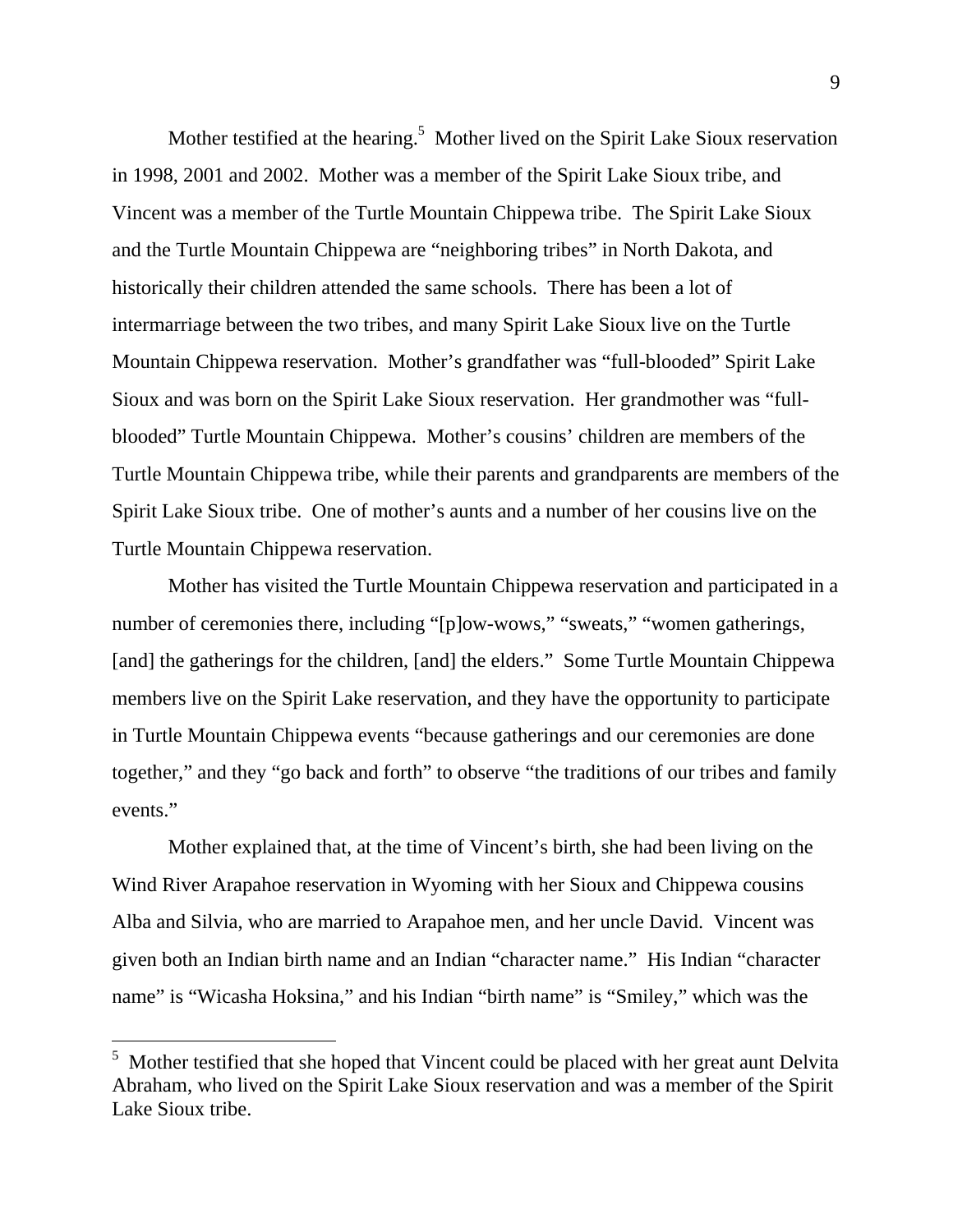Mother testified at the hearing.[5] Mother lived on the Spirit Lake Sioux reservation in 1998, 2001 and 2002. Mother was a member of the Spirit Lake Sioux tribe, and Vincent was a member of the Turtle Mountain Chippewa tribe. The Spirit Lake Sioux and the Turtle Mountain Chippewa are "neighboring tribes" in North Dakota, and historically their children attended the same schools. There has been a lot of intermarriage between the two tribes, and many Spirit Lake Sioux live on the Turtle Mountain Chippewa reservation. Mother's grandfather was "full-blooded" Spirit Lake Sioux and was born on the Spirit Lake Sioux reservation. Her grandmother was "full-blooded" Turtle Mountain Chippewa. Mother's cousins' children are members of the Turtle Mountain Chippewa tribe, while their parents and grandparents are members of the Spirit Lake Sioux tribe. One of mother's aunts and a number of her cousins live on the Turtle Mountain Chippewa reservation.

Mother has visited the Turtle Mountain Chippewa reservation and participated in a number of ceremonies there, including "[p]ow-wows," "sweats," "women gatherings, [and] the gatherings for the children, [and] the elders." Some Turtle Mountain Chippewa members live on the Spirit Lake reservation, and they have the opportunity to participate in Turtle Mountain Chippewa events "because gatherings and our ceremonies are done together," and they "go back and forth" to observe "the traditions of our tribes and family events."

Mother explained that, at the time of Vincent's birth, she had been living on the Wind River Arapahoe reservation in Wyoming with her Sioux and Chippewa cousins Alba and Silvia, who are married to Arapahoe men, and her uncle David. Vincent was given both an Indian birth name and an Indian "character name." His Indian "character name" is "Wicasha Hoksina," and his Indian "birth name" is "Smiley," which was the

[5] Mother testified that she hoped that Vincent could be placed with her great aunt Delvita Abraham, who lived on the Spirit Lake Sioux reservation and was a member of the Spirit Lake Sioux tribe.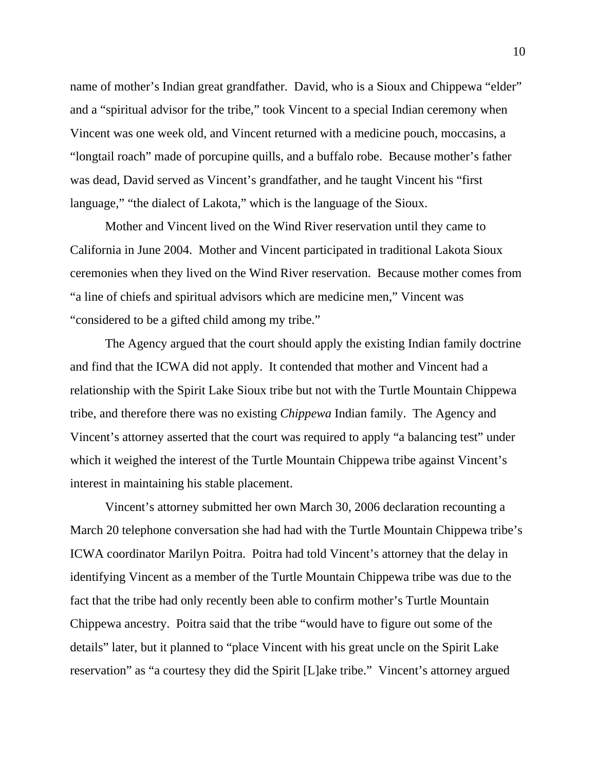name of mother's Indian great grandfather. David, who is a Sioux and Chippewa "elder" and a "spiritual advisor for the tribe," took Vincent to a special Indian ceremony when Vincent was one week old, and Vincent returned with a medicine pouch, moccasins, a "longtail roach" made of porcupine quills, and a buffalo robe. Because mother's father was dead, David served as Vincent's grandfather, and he taught Vincent his "first language," "the dialect of Lakota," which is the language of the Sioux.

Mother and Vincent lived on the Wind River reservation until they came to California in June 2004. Mother and Vincent participated in traditional Lakota Sioux ceremonies when they lived on the Wind River reservation. Because mother comes from "a line of chiefs and spiritual advisors which are medicine men," Vincent was "considered to be a gifted child among my tribe."

The Agency argued that the court should apply the existing Indian family doctrine and find that the ICWA did not apply. It contended that mother and Vincent had a relationship with the Spirit Lake Sioux tribe but not with the Turtle Mountain Chippewa tribe, and therefore there was no existing *Chippewa* Indian family. The Agency and Vincent's attorney asserted that the court was required to apply "a balancing test" under which it weighed the interest of the Turtle Mountain Chippewa tribe against Vincent's interest in maintaining his stable placement.

Vincent's attorney submitted her own March 30, 2006 declaration recounting a March 20 telephone conversation she had had with the Turtle Mountain Chippewa tribe's ICWA coordinator Marilyn Poitra. Poitra had told Vincent's attorney that the delay in identifying Vincent as a member of the Turtle Mountain Chippewa tribe was due to the fact that the tribe had only recently been able to confirm mother's Turtle Mountain Chippewa ancestry. Poitra said that the tribe "would have to figure out some of the details" later, but it planned to "place Vincent with his great uncle on the Spirit Lake reservation" as "a courtesy they did the Spirit [L]ake tribe." Vincent's attorney argued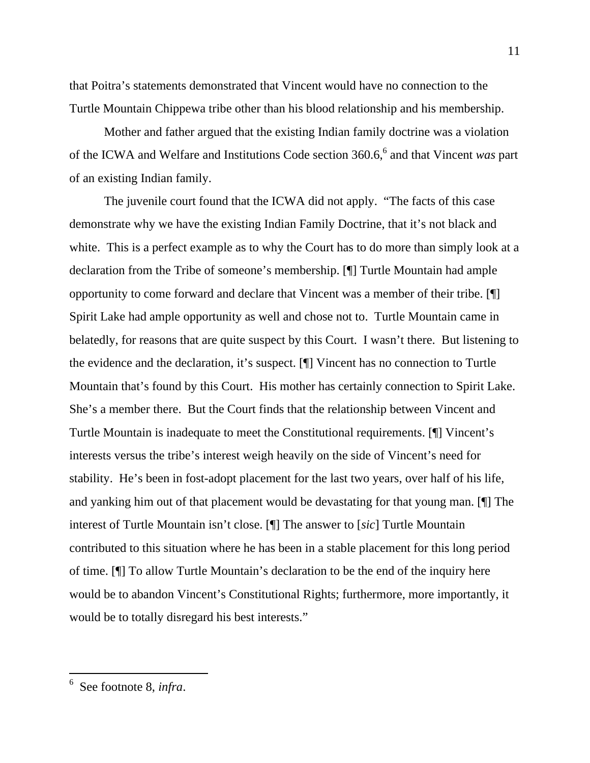that Poitra's statements demonstrated that Vincent would have no connection to the Turtle Mountain Chippewa tribe other than his blood relationship and his membership.

Mother and father argued that the existing Indian family doctrine was a violation of the ICWA and Welfare and Institutions Code section 360.6,[6] and that Vincent *was* part of an existing Indian family.

The juvenile court found that the ICWA did not apply. "The facts of this case demonstrate why we have the existing Indian Family Doctrine, that it's not black and white. This is a perfect example as to why the Court has to do more than simply look at a declaration from the Tribe of someone's membership. [¶] Turtle Mountain had ample opportunity to come forward and declare that Vincent was a member of their tribe. [¶] Spirit Lake had ample opportunity as well and chose not to. Turtle Mountain came in belatedly, for reasons that are quite suspect by this Court. I wasn't there. But listening to the evidence and the declaration, it's suspect. [¶] Vincent has no connection to Turtle Mountain that's found by this Court. His mother has certainly connection to Spirit Lake. She's a member there. But the Court finds that the relationship between Vincent and Turtle Mountain is inadequate to meet the Constitutional requirements. [¶] Vincent's interests versus the tribe's interest weigh heavily on the side of Vincent's need for stability. He's been in fost-adopt placement for the last two years, over half of his life, and yanking him out of that placement would be devastating for that young man. [¶] The interest of Turtle Mountain isn't close. [¶] The answer to [*sic*] Turtle Mountain contributed to this situation where he has been in a stable placement for this long period of time. [¶] To allow Turtle Mountain's declaration to be the end of the inquiry here would be to abandon Vincent's Constitutional Rights; furthermore, more importantly, it would be to totally disregard his best interests."

[6] See footnote 8, *infra*.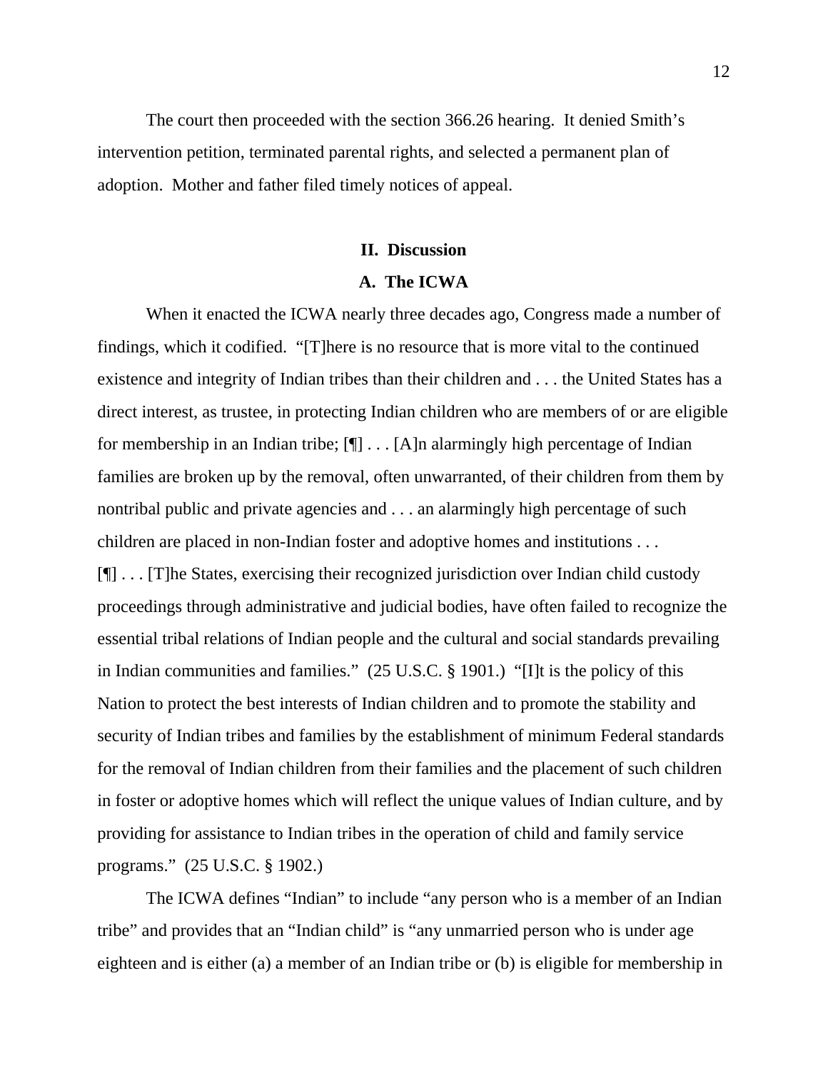The court then proceeded with the section 366.26 hearing. It denied Smith's intervention petition, terminated parental rights, and selected a permanent plan of adoption. Mother and father filed timely notices of appeal.

## II. Discussion

### A. The ICWA

When it enacted the ICWA nearly three decades ago, Congress made a number of findings, which it codified. "[T]here is no resource that is more vital to the continued existence and integrity of Indian tribes than their children and . . . the United States has a direct interest, as trustee, in protecting Indian children who are members of or are eligible for membership in an Indian tribe; [¶] . . . [A]n alarmingly high percentage of Indian families are broken up by the removal, often unwarranted, of their children from them by nontribal public and private agencies and . . . an alarmingly high percentage of such children are placed in non-Indian foster and adoptive homes and institutions . . . [¶] . . . [T]he States, exercising their recognized jurisdiction over Indian child custody proceedings through administrative and judicial bodies, have often failed to recognize the essential tribal relations of Indian people and the cultural and social standards prevailing in Indian communities and families." (25 U.S.C. § 1901.) "[I]t is the policy of this Nation to protect the best interests of Indian children and to promote the stability and security of Indian tribes and families by the establishment of minimum Federal standards for the removal of Indian children from their families and the placement of such children in foster or adoptive homes which will reflect the unique values of Indian culture, and by providing for assistance to Indian tribes in the operation of child and family service programs." (25 U.S.C. § 1902.)

The ICWA defines "Indian" to include "any person who is a member of an Indian tribe" and provides that an "Indian child" is "any unmarried person who is under age eighteen and is either (a) a member of an Indian tribe or (b) is eligible for membership in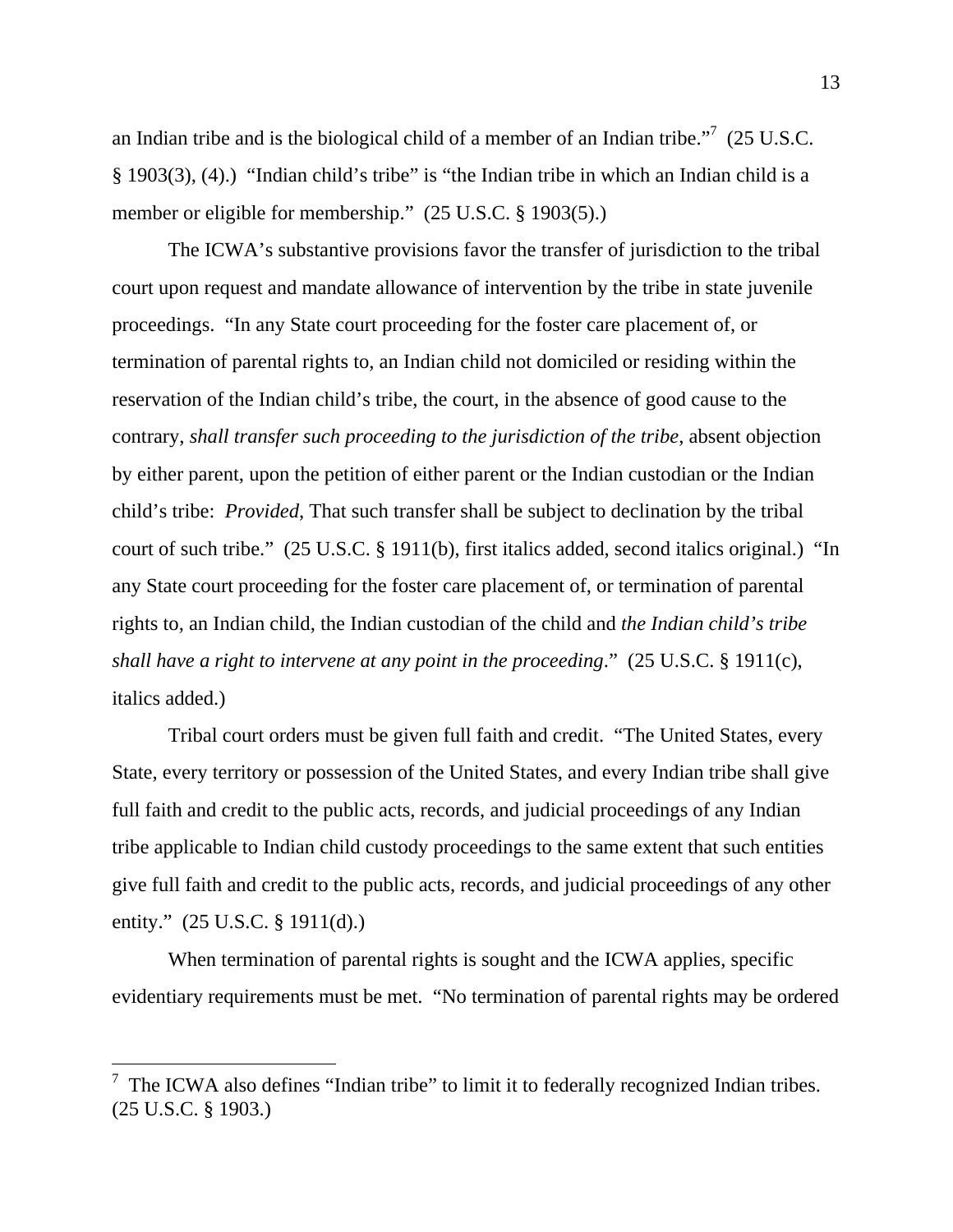an Indian tribe and is the biological child of a member of an Indian tribe."[7] (25 U.S.C. § 1903(3), (4).) "Indian child's tribe" is "the Indian tribe in which an Indian child is a member or eligible for membership." (25 U.S.C. § 1903(5).)

The ICWA's substantive provisions favor the transfer of jurisdiction to the tribal court upon request and mandate allowance of intervention by the tribe in state juvenile proceedings. "In any State court proceeding for the foster care placement of, or termination of parental rights to, an Indian child not domiciled or residing within the reservation of the Indian child's tribe, the court, in the absence of good cause to the contrary, *shall transfer such proceeding to the jurisdiction of the tribe*, absent objection by either parent, upon the petition of either parent or the Indian custodian or the Indian child's tribe: *Provided*, That such transfer shall be subject to declination by the tribal court of such tribe." (25 U.S.C. § 1911(b), first italics added, second italics original.) "In any State court proceeding for the foster care placement of, or termination of parental rights to, an Indian child, the Indian custodian of the child and *the Indian child's tribe shall have a right to intervene at any point in the proceeding*." (25 U.S.C. § 1911(c), italics added.)

Tribal court orders must be given full faith and credit. "The United States, every State, every territory or possession of the United States, and every Indian tribe shall give full faith and credit to the public acts, records, and judicial proceedings of any Indian tribe applicable to Indian child custody proceedings to the same extent that such entities give full faith and credit to the public acts, records, and judicial proceedings of any other entity." (25 U.S.C. § 1911(d).)

When termination of parental rights is sought and the ICWA applies, specific evidentiary requirements must be met. "No termination of parental rights may be ordered

---

[7] The ICWA also defines "Indian tribe" to limit it to federally recognized Indian tribes. (25 U.S.C. § 1903.)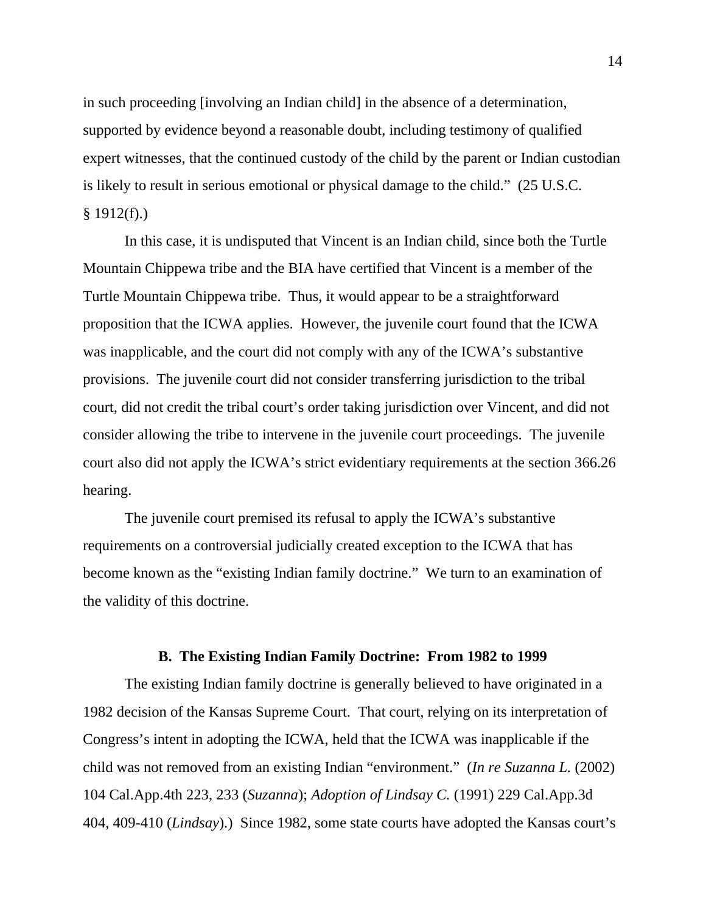in such proceeding [involving an Indian child] in the absence of a determination, supported by evidence beyond a reasonable doubt, including testimony of qualified expert witnesses, that the continued custody of the child by the parent or Indian custodian is likely to result in serious emotional or physical damage to the child." (25 U.S.C. § 1912(f).)

In this case, it is undisputed that Vincent is an Indian child, since both the Turtle Mountain Chippewa tribe and the BIA have certified that Vincent is a member of the Turtle Mountain Chippewa tribe. Thus, it would appear to be a straightforward proposition that the ICWA applies. However, the juvenile court found that the ICWA was inapplicable, and the court did not comply with any of the ICWA's substantive provisions. The juvenile court did not consider transferring jurisdiction to the tribal court, did not credit the tribal court's order taking jurisdiction over Vincent, and did not consider allowing the tribe to intervene in the juvenile court proceedings. The juvenile court also did not apply the ICWA's strict evidentiary requirements at the section 366.26 hearing.

The juvenile court premised its refusal to apply the ICWA's substantive requirements on a controversial judicially created exception to the ICWA that has become known as the "existing Indian family doctrine." We turn to an examination of the validity of this doctrine.

### B. The Existing Indian Family Doctrine: From 1982 to 1999

The existing Indian family doctrine is generally believed to have originated in a 1982 decision of the Kansas Supreme Court. That court, relying on its interpretation of Congress's intent in adopting the ICWA, held that the ICWA was inapplicable if the child was not removed from an existing Indian "environment." (*In re Suzanna L.* (2002) 104 Cal.App.4th 223, 233 (*Suzanna*); *Adoption of Lindsay C.* (1991) 229 Cal.App.3d 404, 409-410 (*Lindsay*).) Since 1982, some state courts have adopted the Kansas court's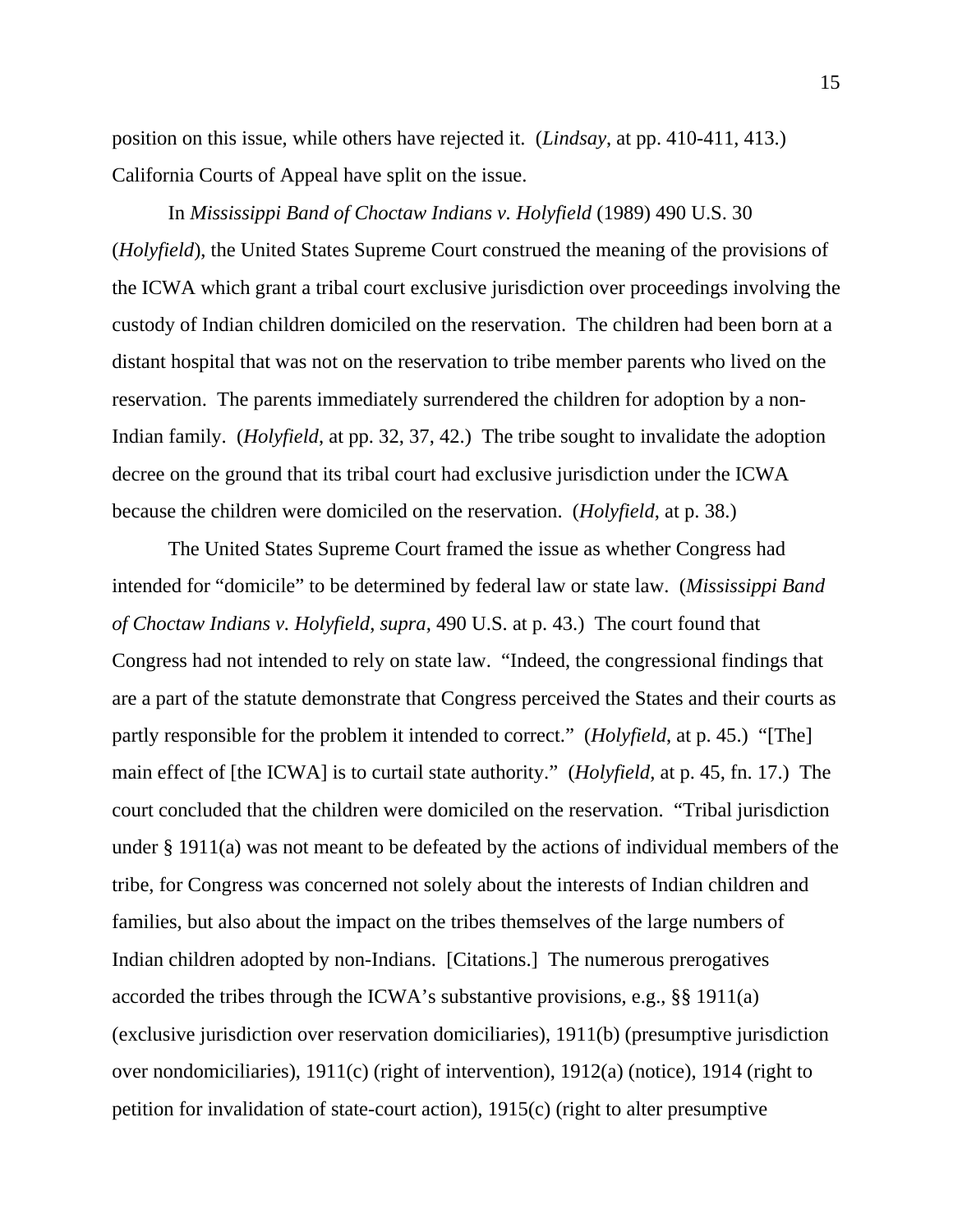position on this issue, while others have rejected it. (*Lindsay*, at pp. 410-411, 413.) California Courts of Appeal have split on the issue.

In *Mississippi Band of Choctaw Indians v. Holyfield* (1989) 490 U.S. 30 (*Holyfield*), the United States Supreme Court construed the meaning of the provisions of the ICWA which grant a tribal court exclusive jurisdiction over proceedings involving the custody of Indian children domiciled on the reservation. The children had been born at a distant hospital that was not on the reservation to tribe member parents who lived on the reservation. The parents immediately surrendered the children for adoption by a non-Indian family. (*Holyfield*, at pp. 32, 37, 42.) The tribe sought to invalidate the adoption decree on the ground that its tribal court had exclusive jurisdiction under the ICWA because the children were domiciled on the reservation. (*Holyfield*, at p. 38.)

The United States Supreme Court framed the issue as whether Congress had intended for "domicile" to be determined by federal law or state law. (*Mississippi Band of Choctaw Indians v. Holyfield*, *supra*, 490 U.S. at p. 43.) The court found that Congress had not intended to rely on state law. "Indeed, the congressional findings that are a part of the statute demonstrate that Congress perceived the States and their courts as partly responsible for the problem it intended to correct." (*Holyfield*, at p. 45.) "[The] main effect of [the ICWA] is to curtail state authority." (*Holyfield*, at p. 45, fn. 17.) The court concluded that the children were domiciled on the reservation. "Tribal jurisdiction under § 1911(a) was not meant to be defeated by the actions of individual members of the tribe, for Congress was concerned not solely about the interests of Indian children and families, but also about the impact on the tribes themselves of the large numbers of Indian children adopted by non-Indians. [Citations.] The numerous prerogatives accorded the tribes through the ICWA's substantive provisions, e.g., §§ 1911(a) (exclusive jurisdiction over reservation domiciliaries), 1911(b) (presumptive jurisdiction over nondomiciliaries), 1911(c) (right of intervention), 1912(a) (notice), 1914 (right to petition for invalidation of state-court action), 1915(c) (right to alter presumptive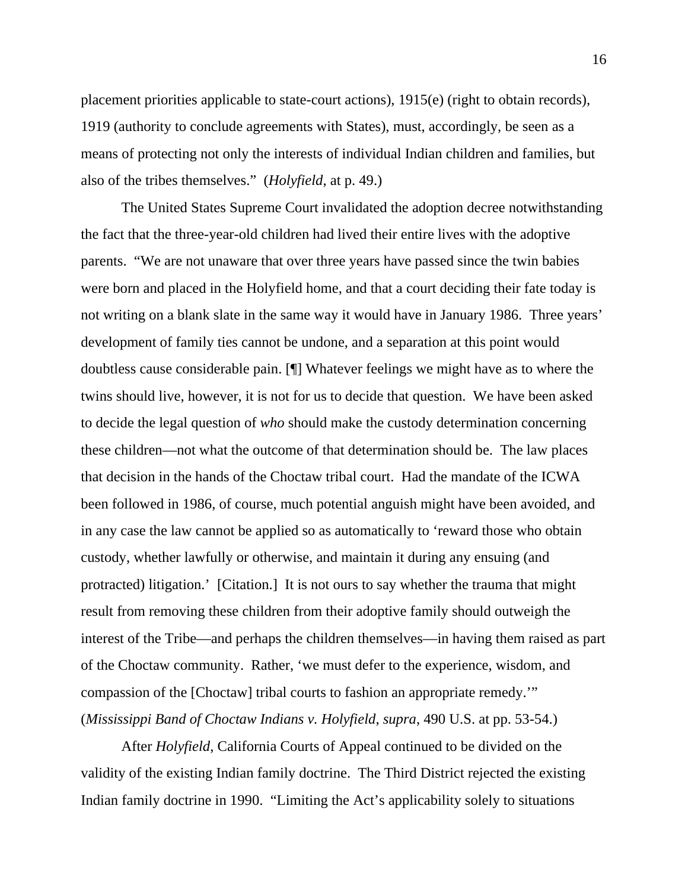placement priorities applicable to state-court actions), 1915(e) (right to obtain records), 1919 (authority to conclude agreements with States), must, accordingly, be seen as a means of protecting not only the interests of individual Indian children and families, but also of the tribes themselves." (*Holyfield*, at p. 49.)

The United States Supreme Court invalidated the adoption decree notwithstanding the fact that the three-year-old children had lived their entire lives with the adoptive parents. "We are not unaware that over three years have passed since the twin babies were born and placed in the Holyfield home, and that a court deciding their fate today is not writing on a blank slate in the same way it would have in January 1986. Three years' development of family ties cannot be undone, and a separation at this point would doubtless cause considerable pain. [¶] Whatever feelings we might have as to where the twins should live, however, it is not for us to decide that question. We have been asked to decide the legal question of *who* should make the custody determination concerning these children—not what the outcome of that determination should be. The law places that decision in the hands of the Choctaw tribal court. Had the mandate of the ICWA been followed in 1986, of course, much potential anguish might have been avoided, and in any case the law cannot be applied so as automatically to 'reward those who obtain custody, whether lawfully or otherwise, and maintain it during any ensuing (and protracted) litigation.' [Citation.] It is not ours to say whether the trauma that might result from removing these children from their adoptive family should outweigh the interest of the Tribe—and perhaps the children themselves—in having them raised as part of the Choctaw community. Rather, 'we must defer to the experience, wisdom, and compassion of the [Choctaw] tribal courts to fashion an appropriate remedy.'" (*Mississippi Band of Choctaw Indians v. Holyfield*, *supra*, 490 U.S. at pp. 53-54.)

After *Holyfield*, California Courts of Appeal continued to be divided on the validity of the existing Indian family doctrine. The Third District rejected the existing Indian family doctrine in 1990. "Limiting the Act's applicability solely to situations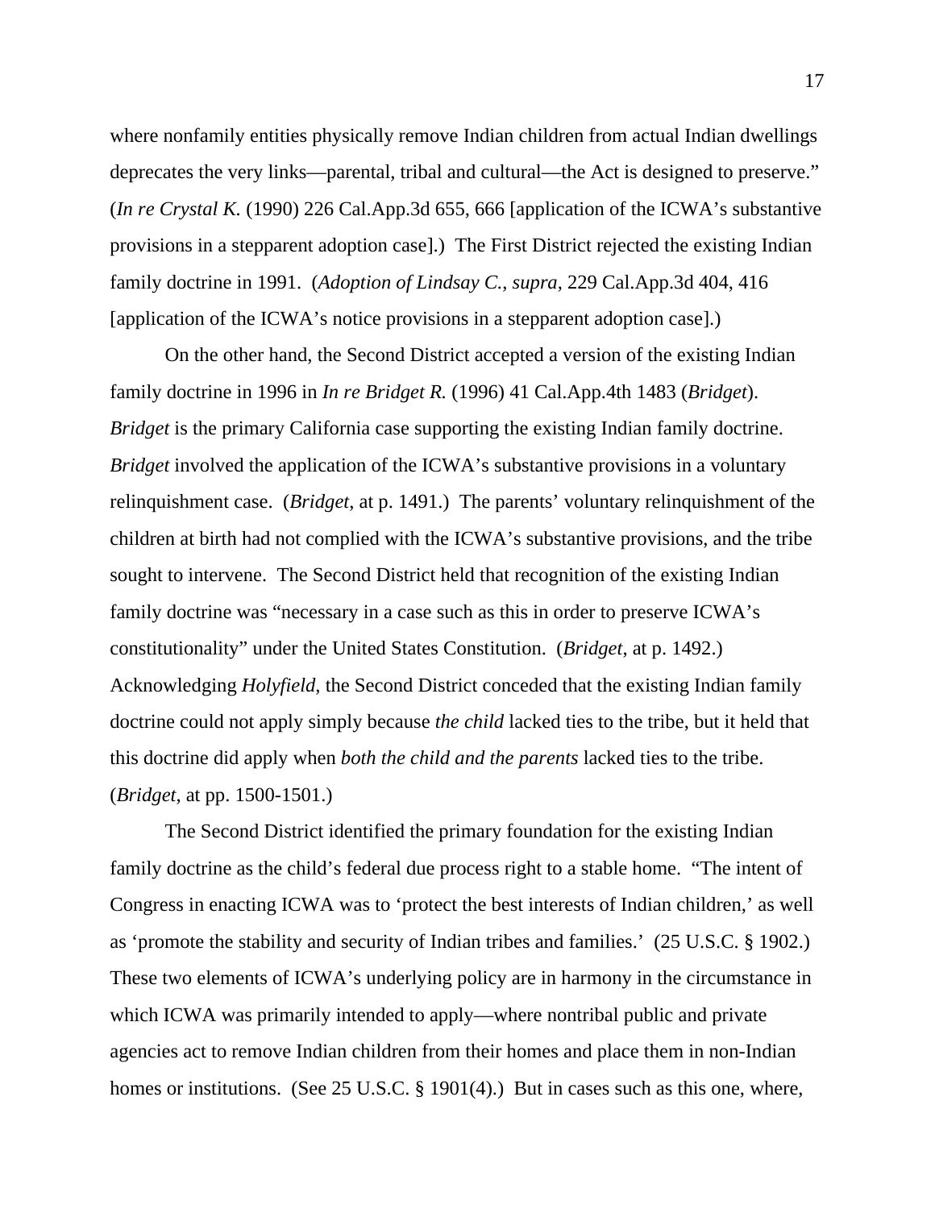where nonfamily entities physically remove Indian children from actual Indian dwellings deprecates the very links—parental, tribal and cultural—the Act is designed to preserve." (*In re Crystal K.* (1990) 226 Cal.App.3d 655, 666 [application of the ICWA's substantive provisions in a stepparent adoption case].) The First District rejected the existing Indian family doctrine in 1991. (*Adoption of Lindsay C.*, *supra*, 229 Cal.App.3d 404, 416 [application of the ICWA's notice provisions in a stepparent adoption case].)

On the other hand, the Second District accepted a version of the existing Indian family doctrine in 1996 in *In re Bridget R.* (1996) 41 Cal.App.4th 1483 (*Bridget*). *Bridget* is the primary California case supporting the existing Indian family doctrine. *Bridget* involved the application of the ICWA's substantive provisions in a voluntary relinquishment case. (*Bridget*, at p. 1491.) The parents' voluntary relinquishment of the children at birth had not complied with the ICWA's substantive provisions, and the tribe sought to intervene. The Second District held that recognition of the existing Indian family doctrine was "necessary in a case such as this in order to preserve ICWA's constitutionality" under the United States Constitution. (*Bridget*, at p. 1492.) Acknowledging *Holyfield*, the Second District conceded that the existing Indian family doctrine could not apply simply because *the child* lacked ties to the tribe, but it held that this doctrine did apply when *both the child and the parents* lacked ties to the tribe. (*Bridget*, at pp. 1500-1501.)

The Second District identified the primary foundation for the existing Indian family doctrine as the child's federal due process right to a stable home. "The intent of Congress in enacting ICWA was to 'protect the best interests of Indian children,' as well as 'promote the stability and security of Indian tribes and families.' (25 U.S.C. § 1902.) These two elements of ICWA's underlying policy are in harmony in the circumstance in which ICWA was primarily intended to apply—where nontribal public and private agencies act to remove Indian children from their homes and place them in non-Indian homes or institutions. (See 25 U.S.C. § 1901(4).) But in cases such as this one, where,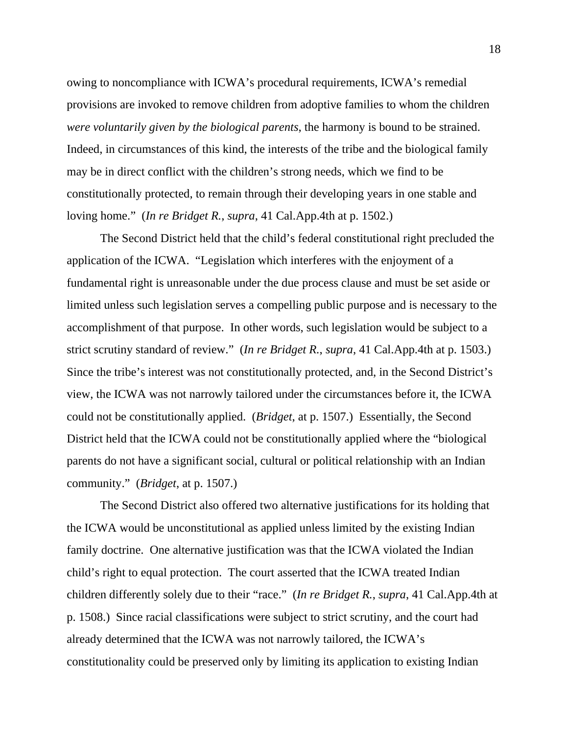owing to noncompliance with ICWA's procedural requirements, ICWA's remedial provisions are invoked to remove children from adoptive families to whom the children *were voluntarily given by the biological parents*, the harmony is bound to be strained. Indeed, in circumstances of this kind, the interests of the tribe and the biological family may be in direct conflict with the children's strong needs, which we find to be constitutionally protected, to remain through their developing years in one stable and loving home." (*In re Bridget R.*, *supra*, 41 Cal.App.4th at p. 1502.)

The Second District held that the child's federal constitutional right precluded the application of the ICWA. "Legislation which interferes with the enjoyment of a fundamental right is unreasonable under the due process clause and must be set aside or limited unless such legislation serves a compelling public purpose and is necessary to the accomplishment of that purpose. In other words, such legislation would be subject to a strict scrutiny standard of review." (*In re Bridget R.*, *supra*, 41 Cal.App.4th at p. 1503.) Since the tribe's interest was not constitutionally protected, and, in the Second District's view, the ICWA was not narrowly tailored under the circumstances before it, the ICWA could not be constitutionally applied. (*Bridget*, at p. 1507.) Essentially, the Second District held that the ICWA could not be constitutionally applied where the "biological parents do not have a significant social, cultural or political relationship with an Indian community." (*Bridget*, at p. 1507.)

The Second District also offered two alternative justifications for its holding that the ICWA would be unconstitutional as applied unless limited by the existing Indian family doctrine. One alternative justification was that the ICWA violated the Indian child's right to equal protection. The court asserted that the ICWA treated Indian children differently solely due to their "race." (*In re Bridget R.*, *supra*, 41 Cal.App.4th at p. 1508.) Since racial classifications were subject to strict scrutiny, and the court had already determined that the ICWA was not narrowly tailored, the ICWA's constitutionality could be preserved only by limiting its application to existing Indian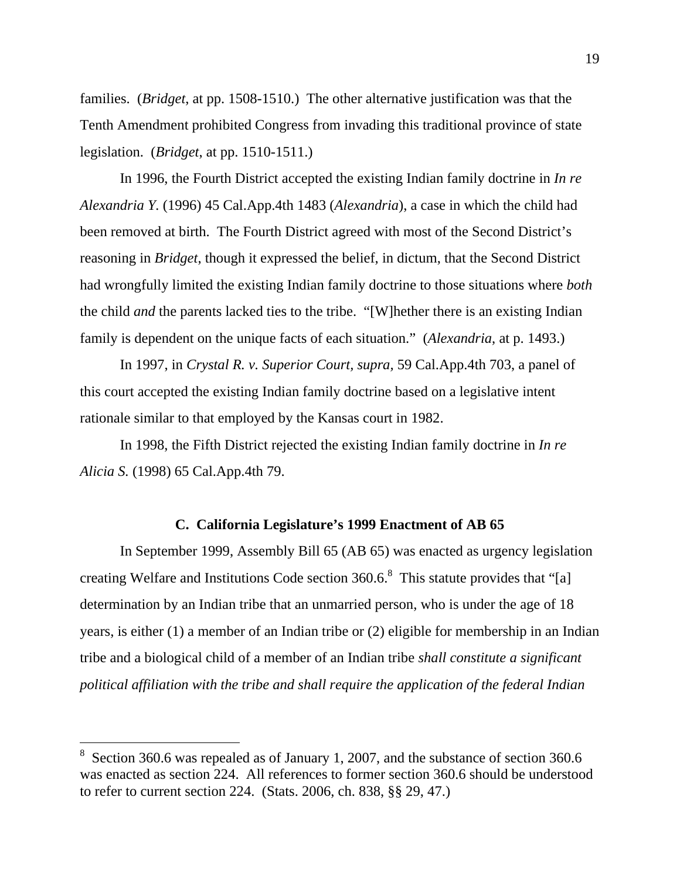families. (*Bridget*, at pp. 1508-1510.) The other alternative justification was that the Tenth Amendment prohibited Congress from invading this traditional province of state legislation. (*Bridget*, at pp. 1510-1511.)

In 1996, the Fourth District accepted the existing Indian family doctrine in *In re Alexandria Y.* (1996) 45 Cal.App.4th 1483 (*Alexandria*), a case in which the child had been removed at birth. The Fourth District agreed with most of the Second District's reasoning in *Bridget*, though it expressed the belief, in dictum, that the Second District had wrongfully limited the existing Indian family doctrine to those situations where *both* the child *and* the parents lacked ties to the tribe. "[W]hether there is an existing Indian family is dependent on the unique facts of each situation." (*Alexandria*, at p. 1493.)

In 1997, in *Crystal R. v. Superior Court, supra,* 59 Cal.App.4th 703, a panel of this court accepted the existing Indian family doctrine based on a legislative intent rationale similar to that employed by the Kansas court in 1982.

In 1998, the Fifth District rejected the existing Indian family doctrine in *In re Alicia S.* (1998) 65 Cal.App.4th 79.

### C. California Legislature's 1999 Enactment of AB 65

In September 1999, Assembly Bill 65 (AB 65) was enacted as urgency legislation creating Welfare and Institutions Code section 360.6.[8] This statute provides that "[a] determination by an Indian tribe that an unmarried person, who is under the age of 18 years, is either (1) a member of an Indian tribe or (2) eligible for membership in an Indian tribe and a biological child of a member of an Indian tribe *shall constitute a significant political affiliation with the tribe and shall require the application of the federal Indian*

---

[8] Section 360.6 was repealed as of January 1, 2007, and the substance of section 360.6 was enacted as section 224. All references to former section 360.6 should be understood to refer to current section 224. (Stats. 2006, ch. 838, §§ 29, 47.)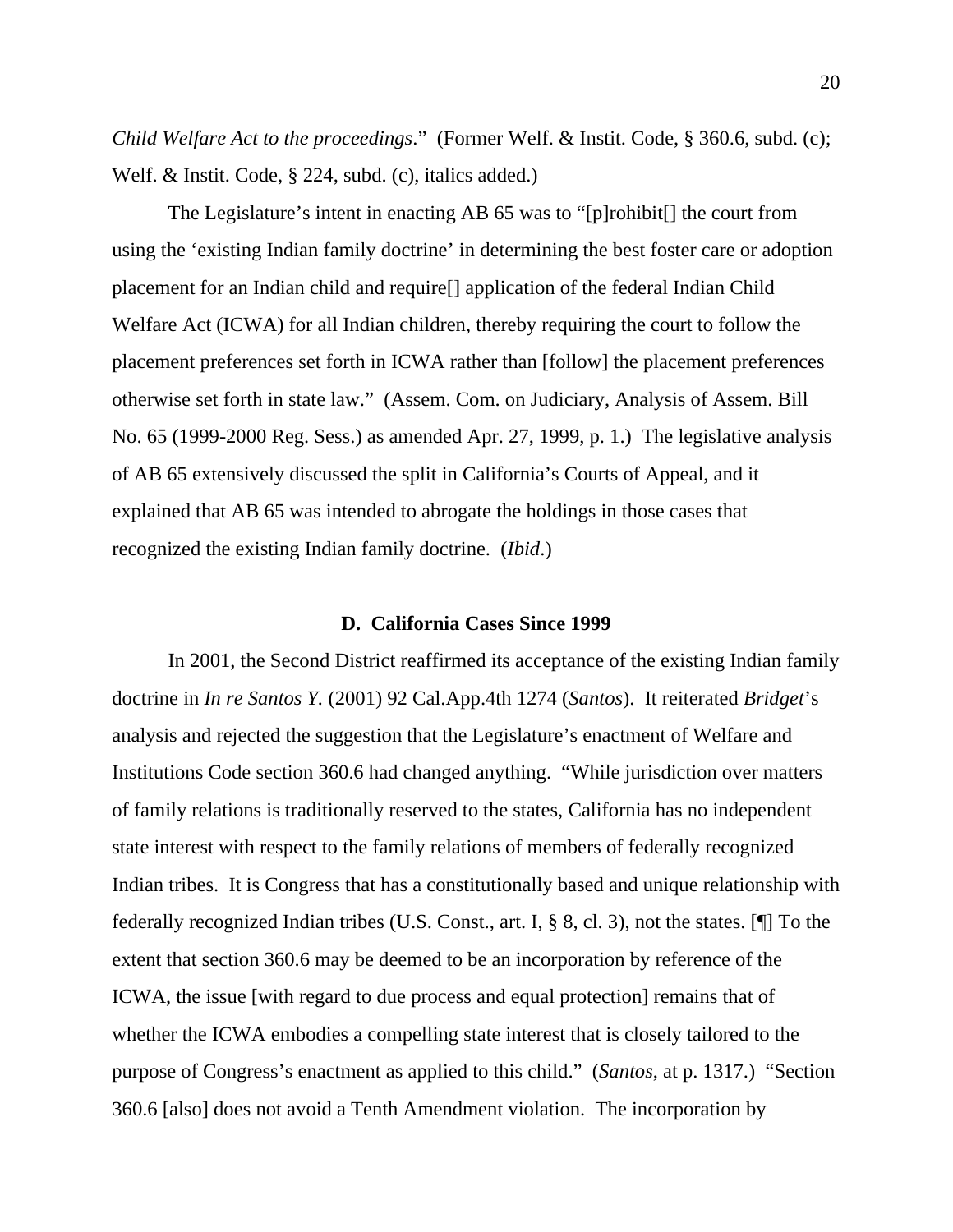*Child Welfare Act to the proceedings*." (Former Welf. & Instit. Code, § 360.6, subd. (c); Welf. & Instit. Code, § 224, subd. (c), italics added.)

The Legislature's intent in enacting AB 65 was to "[p]rohibit[] the court from using the 'existing Indian family doctrine' in determining the best foster care or adoption placement for an Indian child and require[] application of the federal Indian Child Welfare Act (ICWA) for all Indian children, thereby requiring the court to follow the placement preferences set forth in ICWA rather than [follow] the placement preferences otherwise set forth in state law." (Assem. Com. on Judiciary, Analysis of Assem. Bill No. 65 (1999-2000 Reg. Sess.) as amended Apr. 27, 1999, p. 1.) The legislative analysis of AB 65 extensively discussed the split in California's Courts of Appeal, and it explained that AB 65 was intended to abrogate the holdings in those cases that recognized the existing Indian family doctrine. (*Ibid*.)

### D. California Cases Since 1999

In 2001, the Second District reaffirmed its acceptance of the existing Indian family doctrine in *In re Santos Y.* (2001) 92 Cal.App.4th 1274 (*Santos*). It reiterated *Bridget*'s analysis and rejected the suggestion that the Legislature's enactment of Welfare and Institutions Code section 360.6 had changed anything. "While jurisdiction over matters of family relations is traditionally reserved to the states, California has no independent state interest with respect to the family relations of members of federally recognized Indian tribes. It is Congress that has a constitutionally based and unique relationship with federally recognized Indian tribes (U.S. Const., art. I, § 8, cl. 3), not the states. [¶] To the extent that section 360.6 may be deemed to be an incorporation by reference of the ICWA, the issue [with regard to due process and equal protection] remains that of whether the ICWA embodies a compelling state interest that is closely tailored to the purpose of Congress's enactment as applied to this child." (*Santos*, at p. 1317.) "Section 360.6 [also] does not avoid a Tenth Amendment violation. The incorporation by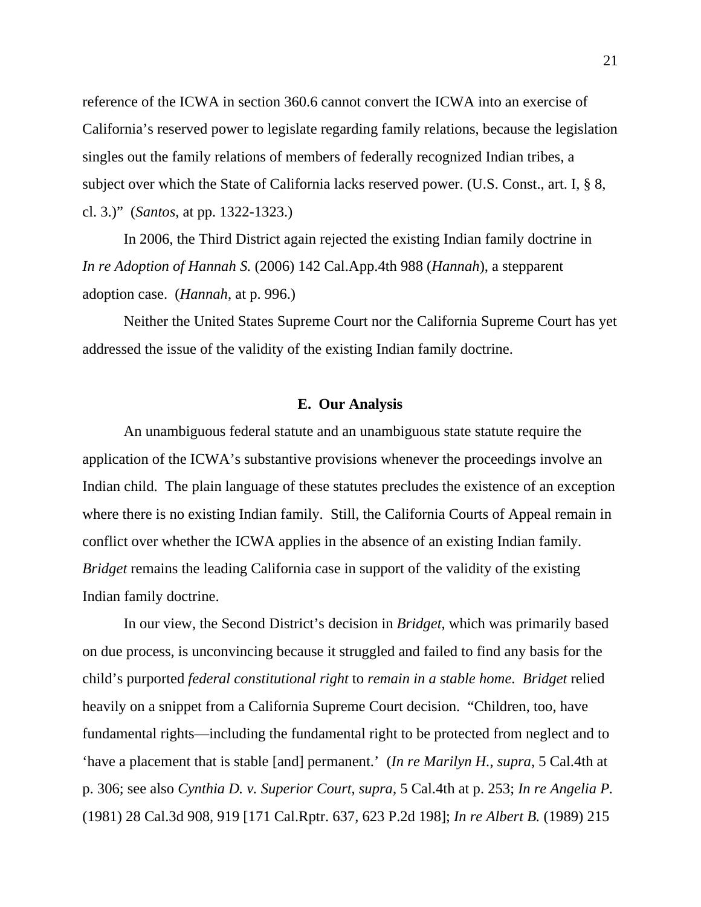reference of the ICWA in section 360.6 cannot convert the ICWA into an exercise of California's reserved power to legislate regarding family relations, because the legislation singles out the family relations of members of federally recognized Indian tribes, a subject over which the State of California lacks reserved power. (U.S. Const., art. I, § 8, cl. 3.)" (*Santos*, at pp. 1322-1323.)

In 2006, the Third District again rejected the existing Indian family doctrine in *In re Adoption of Hannah S.* (2006) 142 Cal.App.4th 988 (*Hannah*), a stepparent adoption case. (*Hannah*, at p. 996.)

Neither the United States Supreme Court nor the California Supreme Court has yet addressed the issue of the validity of the existing Indian family doctrine.

### E. Our Analysis

An unambiguous federal statute and an unambiguous state statute require the application of the ICWA's substantive provisions whenever the proceedings involve an Indian child. The plain language of these statutes precludes the existence of an exception where there is no existing Indian family. Still, the California Courts of Appeal remain in conflict over whether the ICWA applies in the absence of an existing Indian family. *Bridget* remains the leading California case in support of the validity of the existing Indian family doctrine.

In our view, the Second District's decision in *Bridget*, which was primarily based on due process, is unconvincing because it struggled and failed to find any basis for the child's purported *federal constitutional right* to *remain in a stable home*. *Bridget* relied heavily on a snippet from a California Supreme Court decision. "Children, too, have fundamental rights—including the fundamental right to be protected from neglect and to 'have a placement that is stable [and] permanent.' (*In re Marilyn H.*, *supra*, 5 Cal.4th at p. 306; see also *Cynthia D. v. Superior Court*, *supra*, 5 Cal.4th at p. 253; *In re Angelia P.* (1981) 28 Cal.3d 908, 919 [171 Cal.Rptr. 637, 623 P.2d 198]; *In re Albert B.* (1989) 215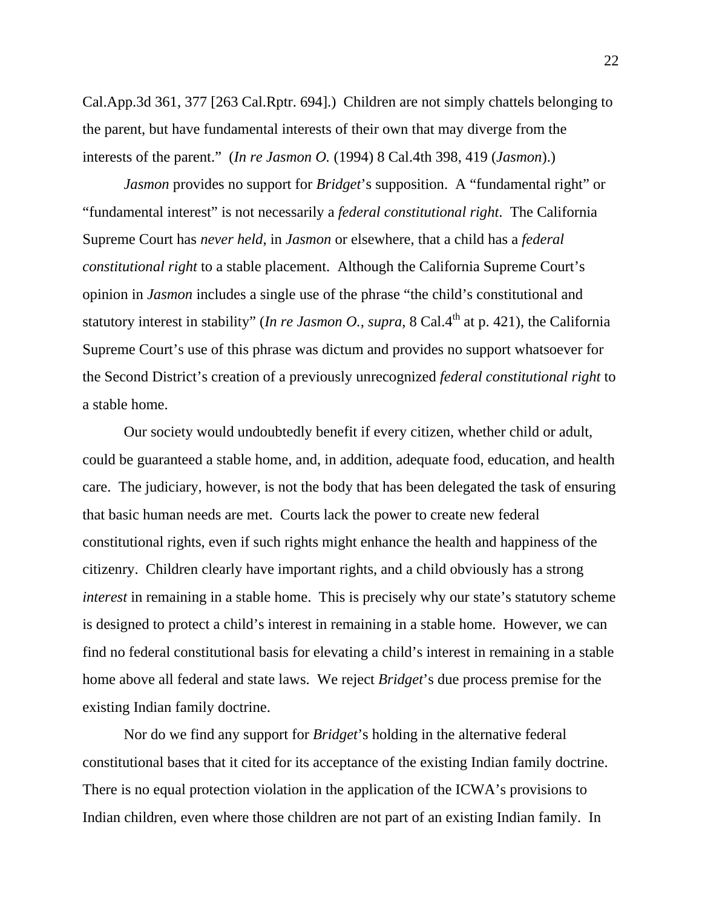Cal.App.3d 361, 377 [263 Cal.Rptr. 694].) Children are not simply chattels belonging to the parent, but have fundamental interests of their own that may diverge from the interests of the parent." (*In re Jasmon O.* (1994) 8 Cal.4th 398, 419 (*Jasmon*).)

*Jasmon* provides no support for *Bridget*'s supposition. A "fundamental right" or "fundamental interest" is not necessarily a *federal constitutional right*. The California Supreme Court has *never held*, in *Jasmon* or elsewhere, that a child has a *federal constitutional right* to a stable placement. Although the California Supreme Court's opinion in *Jasmon* includes a single use of the phrase "the child's constitutional and statutory interest in stability" (*In re Jasmon O.*, *supra*, 8 Cal.4th at p. 421), the California Supreme Court's use of this phrase was dictum and provides no support whatsoever for the Second District's creation of a previously unrecognized *federal constitutional right* to a stable home.

Our society would undoubtedly benefit if every citizen, whether child or adult, could be guaranteed a stable home, and, in addition, adequate food, education, and health care. The judiciary, however, is not the body that has been delegated the task of ensuring that basic human needs are met. Courts lack the power to create new federal constitutional rights, even if such rights might enhance the health and happiness of the citizenry. Children clearly have important rights, and a child obviously has a strong *interest* in remaining in a stable home. This is precisely why our state's statutory scheme is designed to protect a child's interest in remaining in a stable home. However, we can find no federal constitutional basis for elevating a child's interest in remaining in a stable home above all federal and state laws. We reject *Bridget*'s due process premise for the existing Indian family doctrine.

Nor do we find any support for *Bridget*'s holding in the alternative federal constitutional bases that it cited for its acceptance of the existing Indian family doctrine. There is no equal protection violation in the application of the ICWA's provisions to Indian children, even where those children are not part of an existing Indian family. In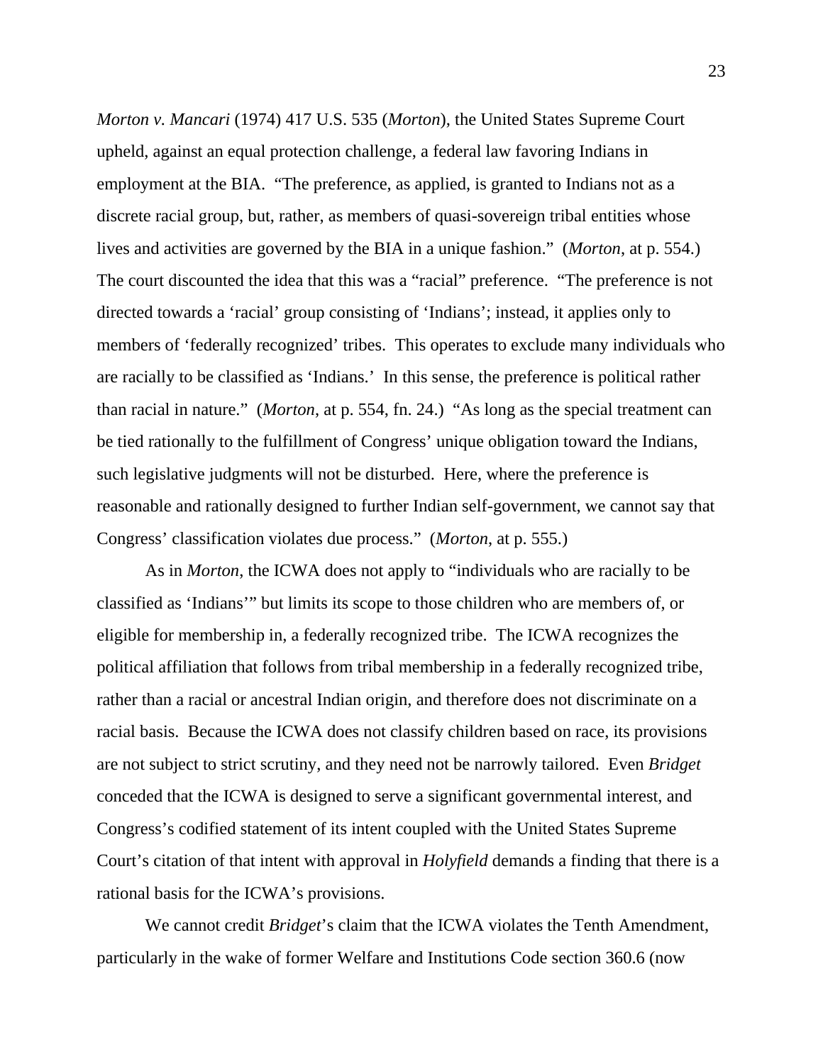*Morton v. Mancari* (1974) 417 U.S. 535 (*Morton*), the United States Supreme Court upheld, against an equal protection challenge, a federal law favoring Indians in employment at the BIA. "The preference, as applied, is granted to Indians not as a discrete racial group, but, rather, as members of quasi-sovereign tribal entities whose lives and activities are governed by the BIA in a unique fashion." (*Morton*, at p. 554.) The court discounted the idea that this was a "racial" preference. "The preference is not directed towards a 'racial' group consisting of 'Indians'; instead, it applies only to members of 'federally recognized' tribes. This operates to exclude many individuals who are racially to be classified as 'Indians.' In this sense, the preference is political rather than racial in nature." (*Morton*, at p. 554, fn. 24.) "As long as the special treatment can be tied rationally to the fulfillment of Congress' unique obligation toward the Indians, such legislative judgments will not be disturbed. Here, where the preference is reasonable and rationally designed to further Indian self-government, we cannot say that Congress' classification violates due process." (*Morton*, at p. 555.)

As in *Morton*, the ICWA does not apply to "individuals who are racially to be classified as 'Indians'" but limits its scope to those children who are members of, or eligible for membership in, a federally recognized tribe. The ICWA recognizes the political affiliation that follows from tribal membership in a federally recognized tribe, rather than a racial or ancestral Indian origin, and therefore does not discriminate on a racial basis. Because the ICWA does not classify children based on race, its provisions are not subject to strict scrutiny, and they need not be narrowly tailored. Even *Bridget* conceded that the ICWA is designed to serve a significant governmental interest, and Congress's codified statement of its intent coupled with the United States Supreme Court's citation of that intent with approval in *Holyfield* demands a finding that there is a rational basis for the ICWA's provisions.

We cannot credit *Bridget*'s claim that the ICWA violates the Tenth Amendment, particularly in the wake of former Welfare and Institutions Code section 360.6 (now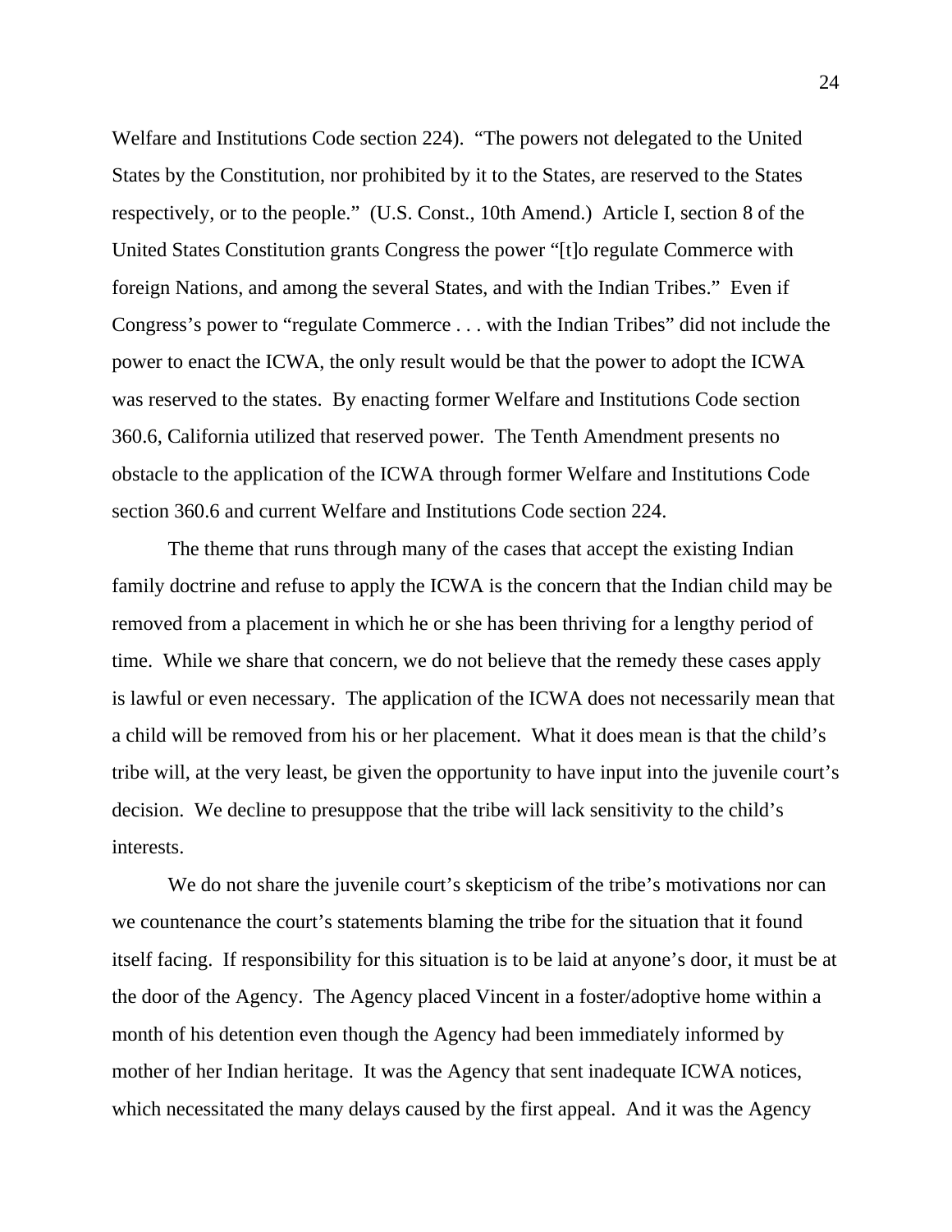Welfare and Institutions Code section 224). “The powers not delegated to the United States by the Constitution, nor prohibited by it to the States, are reserved to the States respectively, or to the people.” (U.S. Const., 10th Amend.) Article I, section 8 of the United States Constitution grants Congress the power “[t]o regulate Commerce with foreign Nations, and among the several States, and with the Indian Tribes.” Even if Congress’s power to “regulate Commerce . . . with the Indian Tribes” did not include the power to enact the ICWA, the only result would be that the power to adopt the ICWA was reserved to the states. By enacting former Welfare and Institutions Code section 360.6, California utilized that reserved power. The Tenth Amendment presents no obstacle to the application of the ICWA through former Welfare and Institutions Code section 360.6 and current Welfare and Institutions Code section 224.

The theme that runs through many of the cases that accept the existing Indian family doctrine and refuse to apply the ICWA is the concern that the Indian child may be removed from a placement in which he or she has been thriving for a lengthy period of time. While we share that concern, we do not believe that the remedy these cases apply is lawful or even necessary. The application of the ICWA does not necessarily mean that a child will be removed from his or her placement. What it does mean is that the child’s tribe will, at the very least, be given the opportunity to have input into the juvenile court’s decision. We decline to presuppose that the tribe will lack sensitivity to the child’s interests.

We do not share the juvenile court’s skepticism of the tribe’s motivations nor can we countenance the court’s statements blaming the tribe for the situation that it found itself facing. If responsibility for this situation is to be laid at anyone’s door, it must be at the door of the Agency. The Agency placed Vincent in a foster/adoptive home within a month of his detention even though the Agency had been immediately informed by mother of her Indian heritage. It was the Agency that sent inadequate ICWA notices, which necessitated the many delays caused by the first appeal. And it was the Agency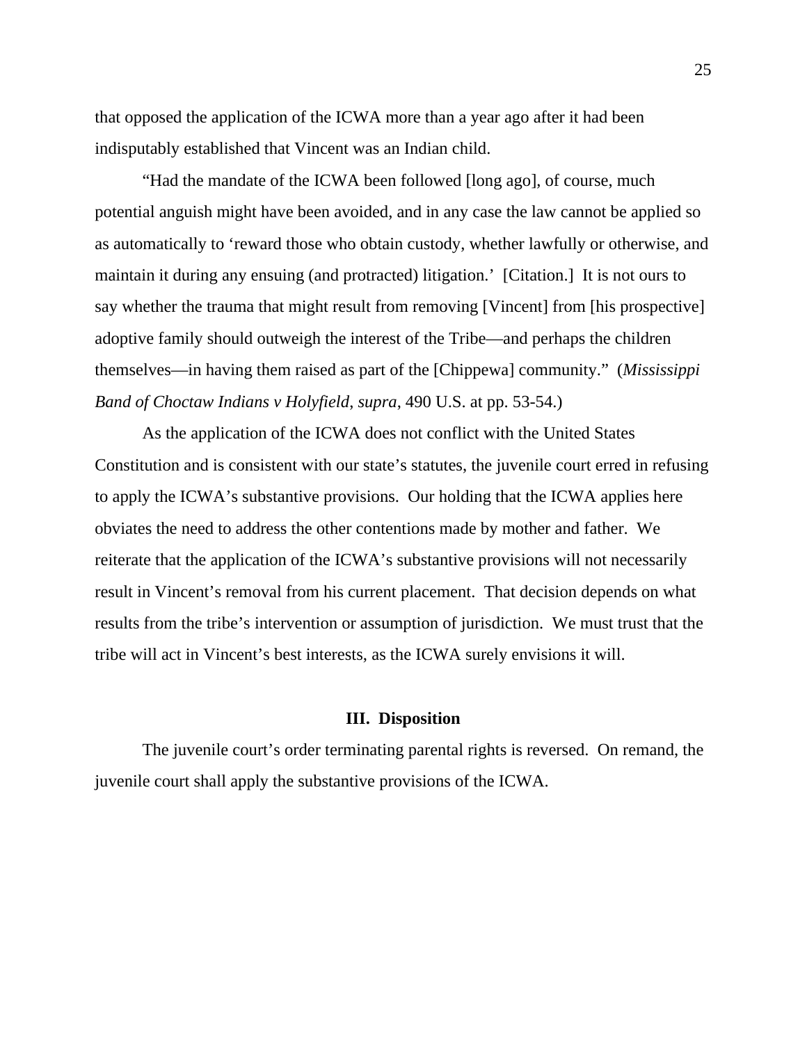that opposed the application of the ICWA more than a year ago after it had been indisputably established that Vincent was an Indian child.

"Had the mandate of the ICWA been followed [long ago], of course, much potential anguish might have been avoided, and in any case the law cannot be applied so as automatically to 'reward those who obtain custody, whether lawfully or otherwise, and maintain it during any ensuing (and protracted) litigation.' [Citation.] It is not ours to say whether the trauma that might result from removing [Vincent] from [his prospective] adoptive family should outweigh the interest of the Tribe—and perhaps the children themselves—in having them raised as part of the [Chippewa] community." (*Mississippi Band of Choctaw Indians v Holyfield*, *supra*, 490 U.S. at pp. 53-54.)

As the application of the ICWA does not conflict with the United States Constitution and is consistent with our state's statutes, the juvenile court erred in refusing to apply the ICWA's substantive provisions. Our holding that the ICWA applies here obviates the need to address the other contentions made by mother and father. We reiterate that the application of the ICWA's substantive provisions will not necessarily result in Vincent's removal from his current placement. That decision depends on what results from the tribe's intervention or assumption of jurisdiction. We must trust that the tribe will act in Vincent's best interests, as the ICWA surely envisions it will.

## III. Disposition

The juvenile court's order terminating parental rights is reversed. On remand, the juvenile court shall apply the substantive provisions of the ICWA.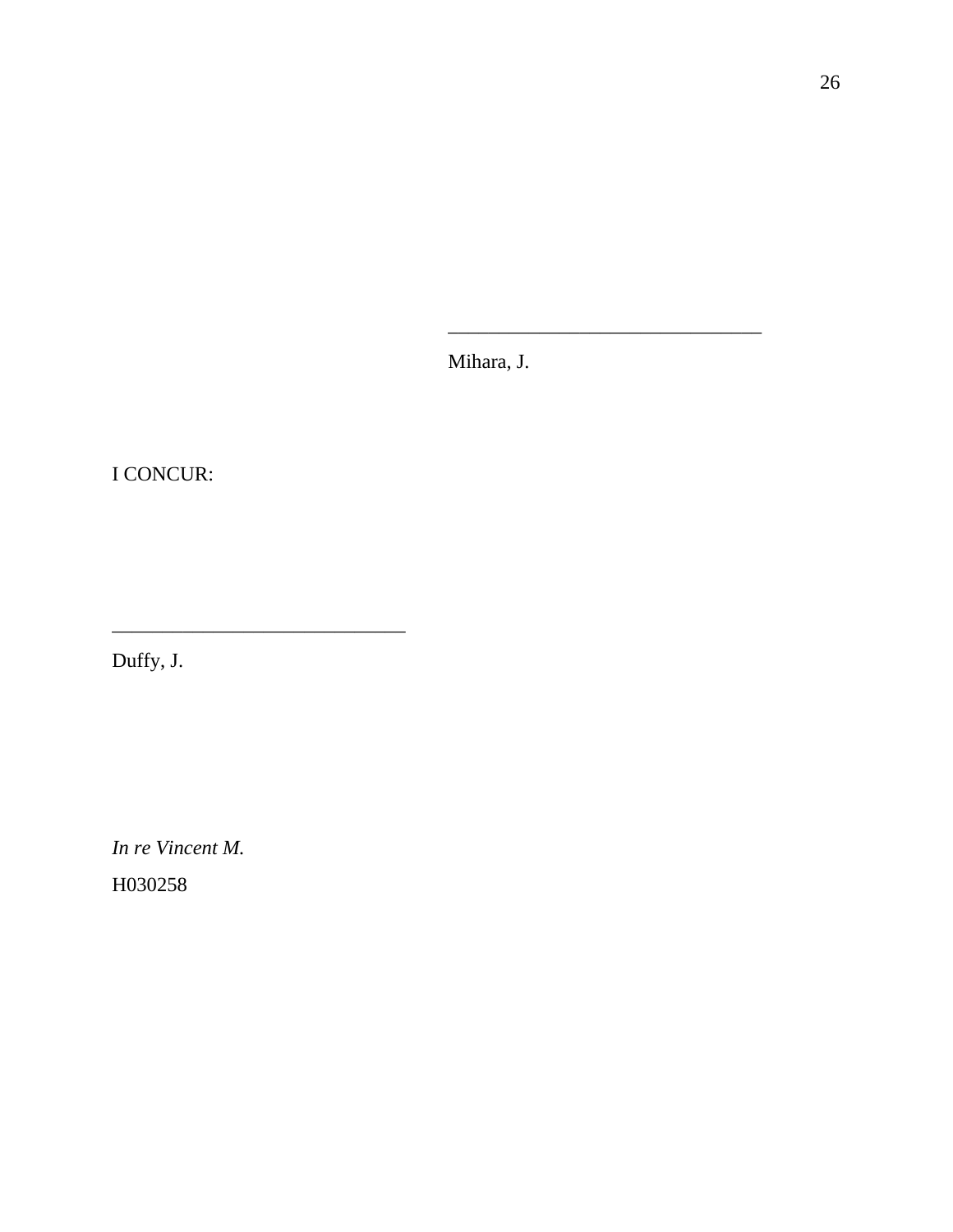______________________________

Mihara, J.

I CONCUR:

______________________________

Duffy, J.

*In re Vincent M.*

H030258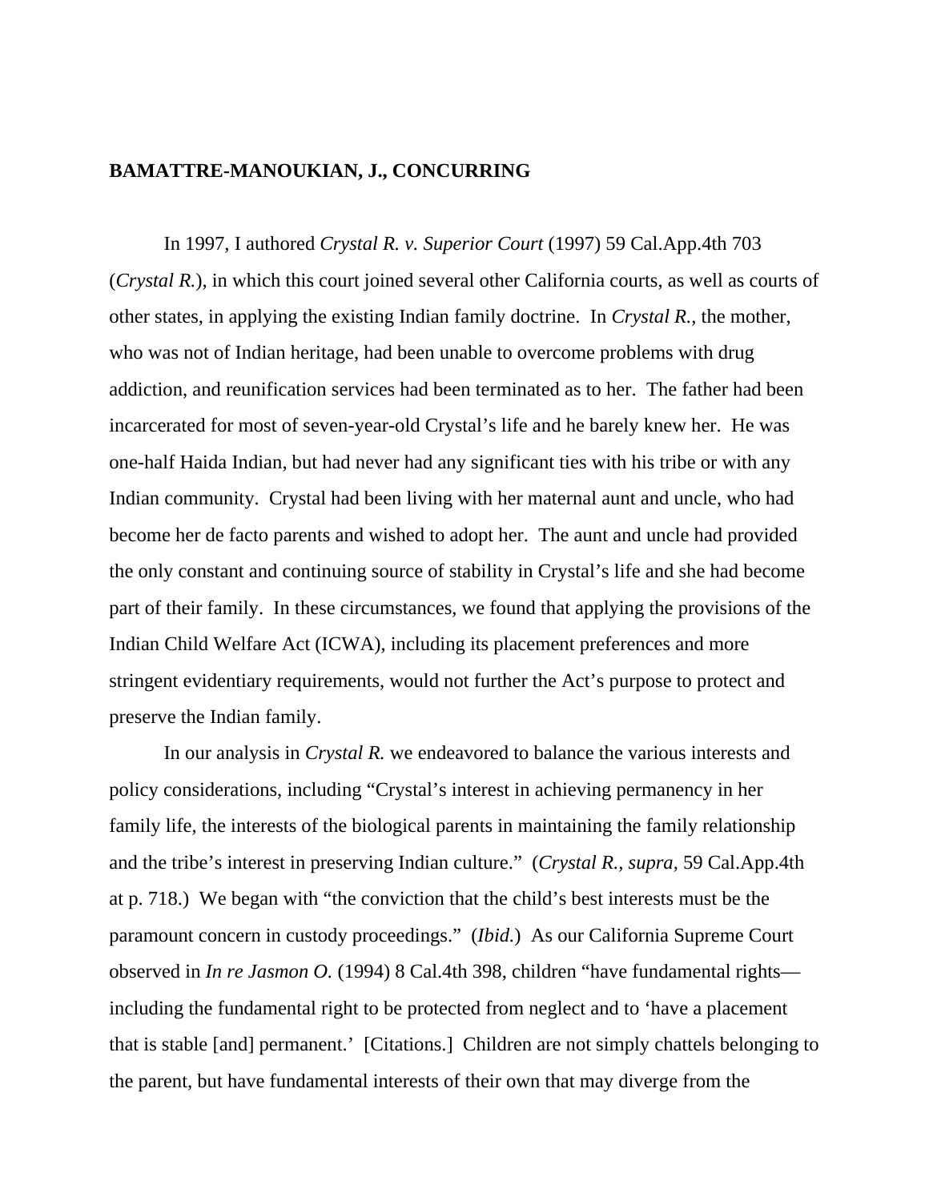**BAMATTRE-MANOUKIAN, J., CONCURRING**

In 1997, I authored *Crystal R. v. Superior Court* (1997) 59 Cal.App.4th 703 (*Crystal R.*), in which this court joined several other California courts, as well as courts of other states, in applying the existing Indian family doctrine. In *Crystal R.*, the mother, who was not of Indian heritage, had been unable to overcome problems with drug addiction, and reunification services had been terminated as to her. The father had been incarcerated for most of seven-year-old Crystal's life and he barely knew her. He was one-half Haida Indian, but had never had any significant ties with his tribe or with any Indian community. Crystal had been living with her maternal aunt and uncle, who had become her de facto parents and wished to adopt her. The aunt and uncle had provided the only constant and continuing source of stability in Crystal's life and she had become part of their family. In these circumstances, we found that applying the provisions of the Indian Child Welfare Act (ICWA), including its placement preferences and more stringent evidentiary requirements, would not further the Act's purpose to protect and preserve the Indian family.

In our analysis in *Crystal R.* we endeavored to balance the various interests and policy considerations, including "Crystal's interest in achieving permanency in her family life, the interests of the biological parents in maintaining the family relationship and the tribe's interest in preserving Indian culture." (*Crystal R., supra,* 59 Cal.App.4th at p. 718.) We began with "the conviction that the child's best interests must be the paramount concern in custody proceedings." (*Ibid.*) As our California Supreme Court observed in *In re Jasmon O.* (1994) 8 Cal.4th 398, children "have fundamental rights—including the fundamental right to be protected from neglect and to 'have a placement that is stable [and] permanent.' [Citations.] Children are not simply chattels belonging to the parent, but have fundamental interests of their own that may diverge from the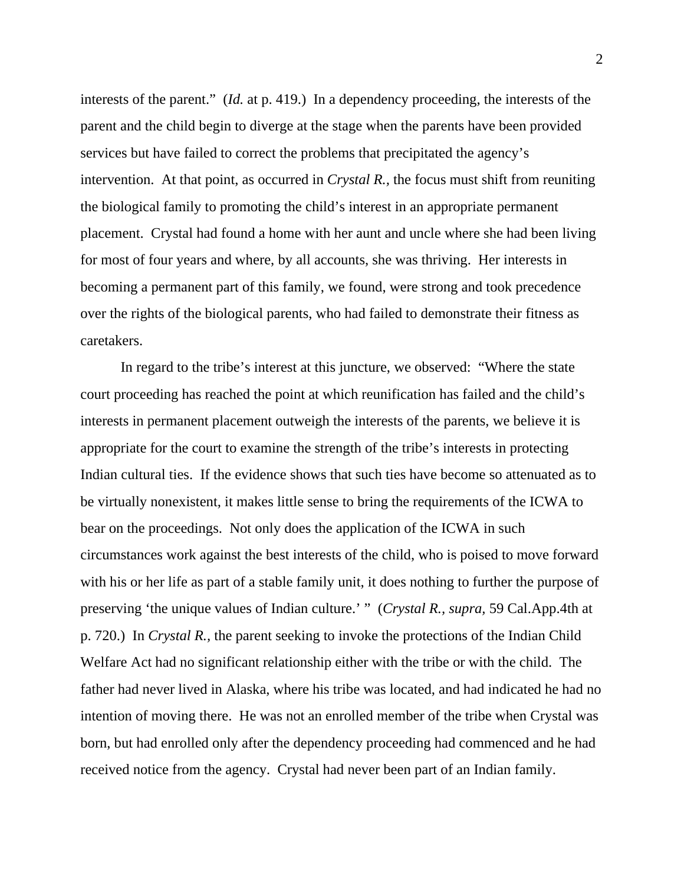interests of the parent." (*Id.* at p. 419.) In a dependency proceeding, the interests of the parent and the child begin to diverge at the stage when the parents have been provided services but have failed to correct the problems that precipitated the agency's intervention. At that point, as occurred in *Crystal R.,* the focus must shift from reuniting the biological family to promoting the child's interest in an appropriate permanent placement. Crystal had found a home with her aunt and uncle where she had been living for most of four years and where, by all accounts, she was thriving. Her interests in becoming a permanent part of this family, we found, were strong and took precedence over the rights of the biological parents, who had failed to demonstrate their fitness as caretakers.

In regard to the tribe's interest at this juncture, we observed: "Where the state court proceeding has reached the point at which reunification has failed and the child's interests in permanent placement outweigh the interests of the parents, we believe it is appropriate for the court to examine the strength of the tribe's interests in protecting Indian cultural ties. If the evidence shows that such ties have become so attenuated as to be virtually nonexistent, it makes little sense to bring the requirements of the ICWA to bear on the proceedings. Not only does the application of the ICWA in such circumstances work against the best interests of the child, who is poised to move forward with his or her life as part of a stable family unit, it does nothing to further the purpose of preserving 'the unique values of Indian culture.' " (*Crystal R., supra,* 59 Cal.App.4th at p. 720.) In *Crystal R.,* the parent seeking to invoke the protections of the Indian Child Welfare Act had no significant relationship either with the tribe or with the child. The father had never lived in Alaska, where his tribe was located, and had indicated he had no intention of moving there. He was not an enrolled member of the tribe when Crystal was born, but had enrolled only after the dependency proceeding had commenced and he had received notice from the agency. Crystal had never been part of an Indian family.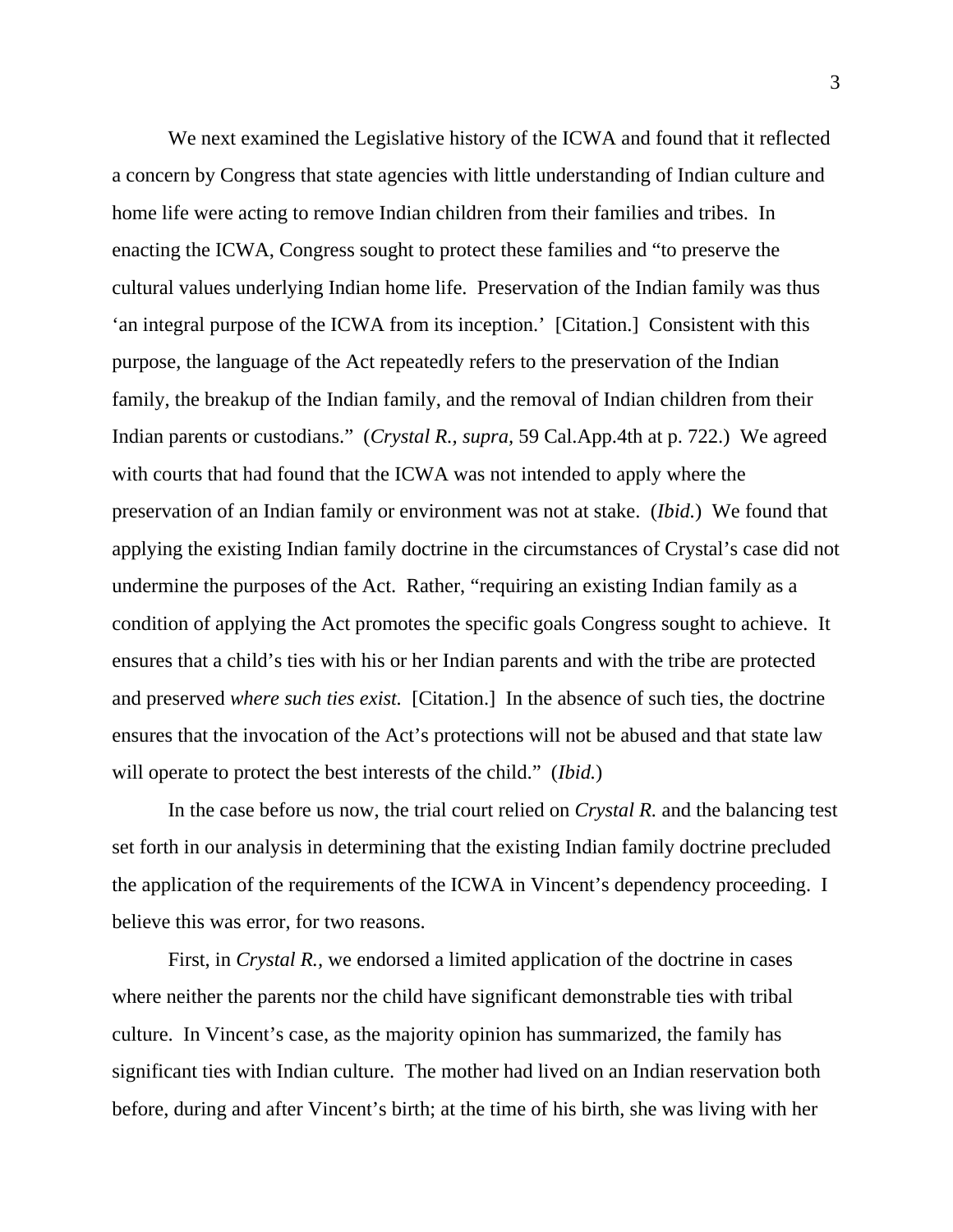We next examined the Legislative history of the ICWA and found that it reflected a concern by Congress that state agencies with little understanding of Indian culture and home life were acting to remove Indian children from their families and tribes. In enacting the ICWA, Congress sought to protect these families and "to preserve the cultural values underlying Indian home life. Preservation of the Indian family was thus 'an integral purpose of the ICWA from its inception.' [Citation.] Consistent with this purpose, the language of the Act repeatedly refers to the preservation of the Indian family, the breakup of the Indian family, and the removal of Indian children from their Indian parents or custodians." (*Crystal R., supra,* 59 Cal.App.4th at p. 722.) We agreed with courts that had found that the ICWA was not intended to apply where the preservation of an Indian family or environment was not at stake. (*Ibid.*) We found that applying the existing Indian family doctrine in the circumstances of Crystal's case did not undermine the purposes of the Act. Rather, "requiring an existing Indian family as a condition of applying the Act promotes the specific goals Congress sought to achieve. It ensures that a child's ties with his or her Indian parents and with the tribe are protected and preserved *where such ties exist.* [Citation.] In the absence of such ties, the doctrine ensures that the invocation of the Act's protections will not be abused and that state law will operate to protect the best interests of the child." (*Ibid.*)

In the case before us now, the trial court relied on *Crystal R.* and the balancing test set forth in our analysis in determining that the existing Indian family doctrine precluded the application of the requirements of the ICWA in Vincent's dependency proceeding. I believe this was error, for two reasons.

First, in *Crystal R.,* we endorsed a limited application of the doctrine in cases where neither the parents nor the child have significant demonstrable ties with tribal culture. In Vincent's case, as the majority opinion has summarized, the family has significant ties with Indian culture. The mother had lived on an Indian reservation both before, during and after Vincent's birth; at the time of his birth, she was living with her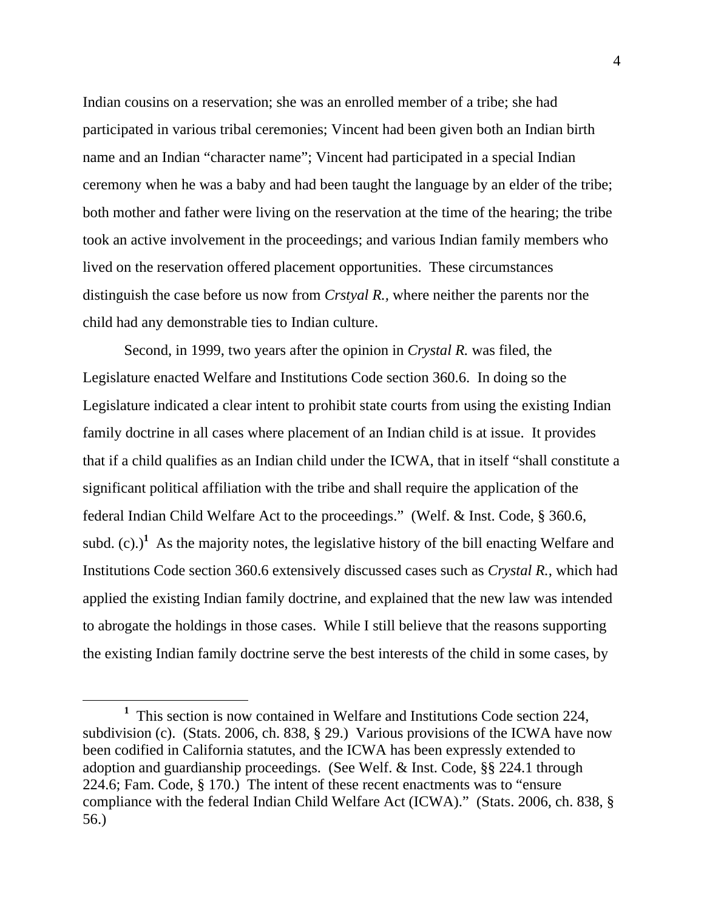Indian cousins on a reservation; she was an enrolled member of a tribe; she had participated in various tribal ceremonies; Vincent had been given both an Indian birth name and an Indian "character name"; Vincent had participated in a special Indian ceremony when he was a baby and had been taught the language by an elder of the tribe; both mother and father were living on the reservation at the time of the hearing; the tribe took an active involvement in the proceedings; and various Indian family members who lived on the reservation offered placement opportunities. These circumstances distinguish the case before us now from *Crstyal R.,* where neither the parents nor the child had any demonstrable ties to Indian culture.

Second, in 1999, two years after the opinion in *Crystal R.* was filed, the Legislature enacted Welfare and Institutions Code section 360.6. In doing so the Legislature indicated a clear intent to prohibit state courts from using the existing Indian family doctrine in all cases where placement of an Indian child is at issue. It provides that if a child qualifies as an Indian child under the ICWA, that in itself "shall constitute a significant political affiliation with the tribe and shall require the application of the federal Indian Child Welfare Act to the proceedings." (Welf. & Inst. Code, § 360.6, subd. (c).)[1] As the majority notes, the legislative history of the bill enacting Welfare and Institutions Code section 360.6 extensively discussed cases such as *Crystal R.*, which had applied the existing Indian family doctrine, and explained that the new law was intended to abrogate the holdings in those cases. While I still believe that the reasons supporting the existing Indian family doctrine serve the best interests of the child in some cases, by

[1] This section is now contained in Welfare and Institutions Code section 224, subdivision (c). (Stats. 2006, ch. 838, § 29.) Various provisions of the ICWA have now been codified in California statutes, and the ICWA has been expressly extended to adoption and guardianship proceedings. (See Welf. & Inst. Code, §§ 224.1 through 224.6; Fam. Code, § 170.) The intent of these recent enactments was to "ensure compliance with the federal Indian Child Welfare Act (ICWA)." (Stats. 2006, ch. 838, § 56.)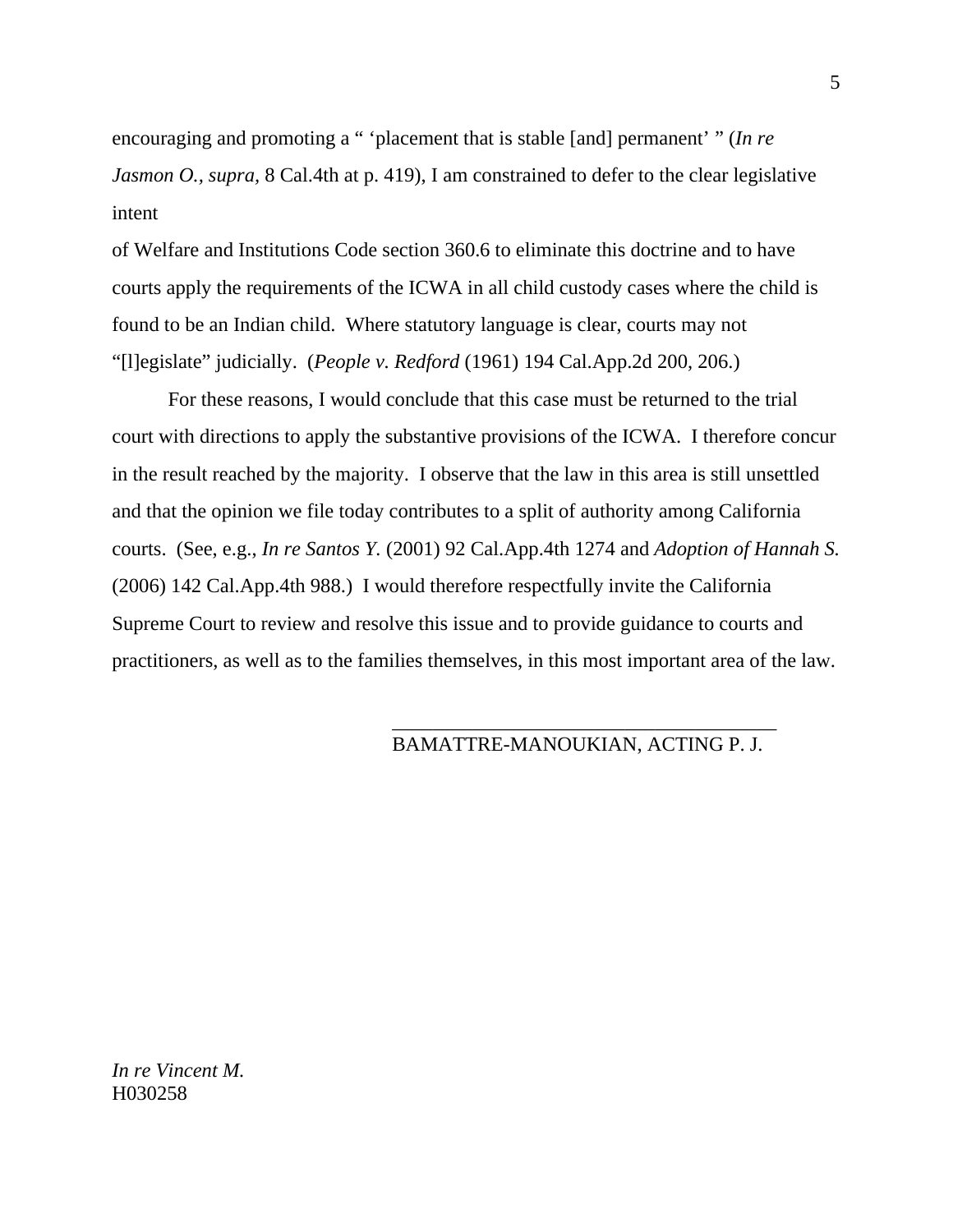encouraging and promoting a " 'placement that is stable [and] permanent' " (*In re Jasmon O., supra,* 8 Cal.4th at p. 419), I am constrained to defer to the clear legislative intent of Welfare and Institutions Code section 360.6 to eliminate this doctrine and to have courts apply the requirements of the ICWA in all child custody cases where the child is found to be an Indian child. Where statutory language is clear, courts may not "[l]egislate" judicially. (*People v. Redford* (1961) 194 Cal.App.2d 200, 206.)

For these reasons, I would conclude that this case must be returned to the trial court with directions to apply the substantive provisions of the ICWA. I therefore concur in the result reached by the majority. I observe that the law in this area is still unsettled and that the opinion we file today contributes to a split of authority among California courts. (See, e.g., *In re Santos Y.* (2001) 92 Cal.App.4th 1274 and *Adoption of Hannah S.* (2006) 142 Cal.App.4th 988.) I would therefore respectfully invite the California Supreme Court to review and resolve this issue and to provide guidance to courts and practitioners, as well as to the families themselves, in this most important area of the law.

\_\_\_\_\_\_\_\_\_\_\_\_\_\_\_\_\_\_\_\_\_\_\_\_\_\_\_\_\_\_\_\_\_\_\_\_\_\_\_\_
BAMATTRE-MANOUKIAN, ACTING P. J.

*In re Vincent M.*
H030258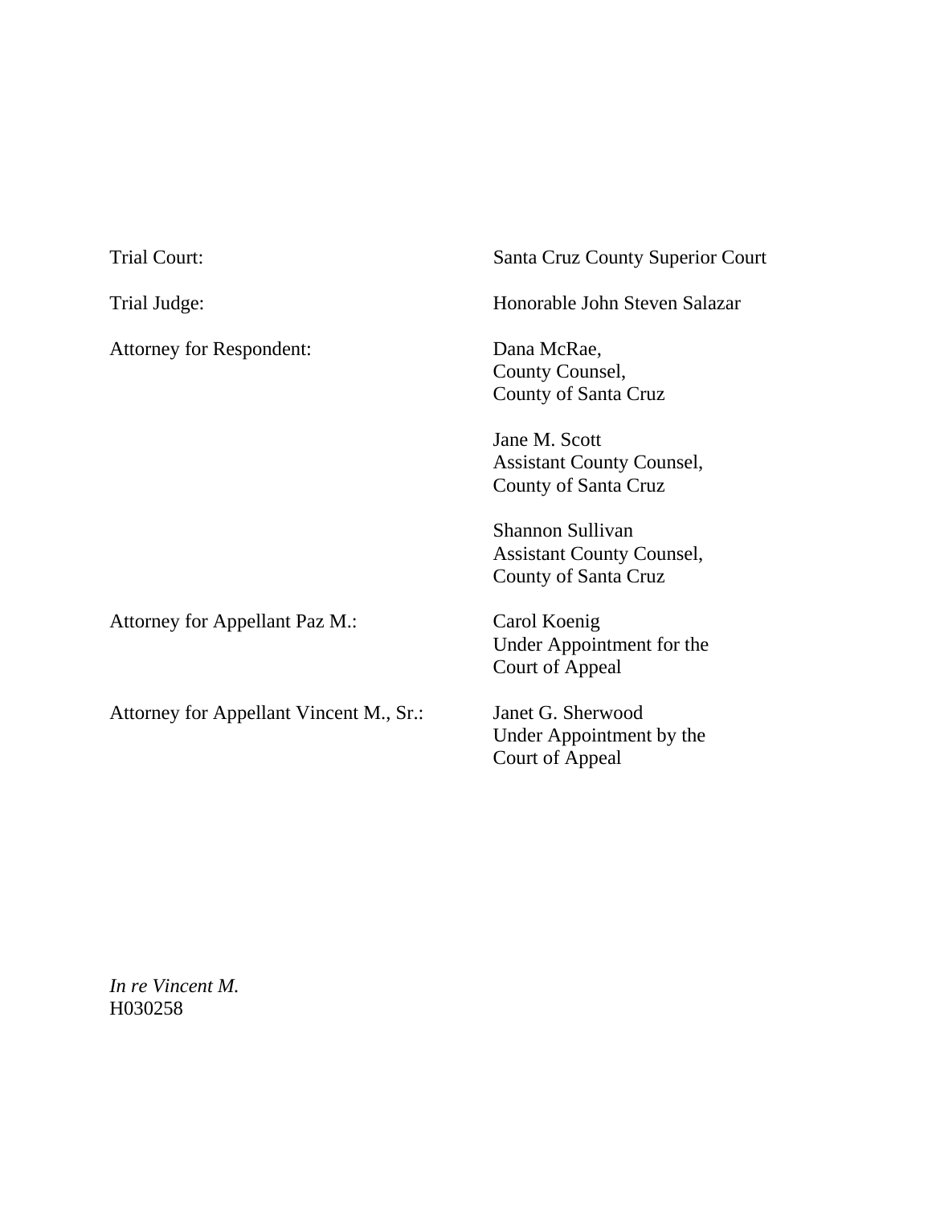| | |
|---|---|
| Trial Court: | Santa Cruz County Superior Court |
| Trial Judge: | Honorable John Steven Salazar |
| Attorney for Respondent: | Dana McRae,<br>County Counsel,<br>County of Santa Cruz<br><br>Jane M. Scott<br>Assistant County Counsel,<br>County of Santa Cruz<br><br>Shannon Sullivan<br>Assistant County Counsel,<br>County of Santa Cruz |
| Attorney for Appellant Paz M.: | Carol Koenig<br>Under Appointment for the<br>Court of Appeal |
| Attorney for Appellant Vincent M., Sr.: | Janet G. Sherwood<br>Under Appointment by the<br>Court of Appeal |

*In re Vincent M.*
H030258